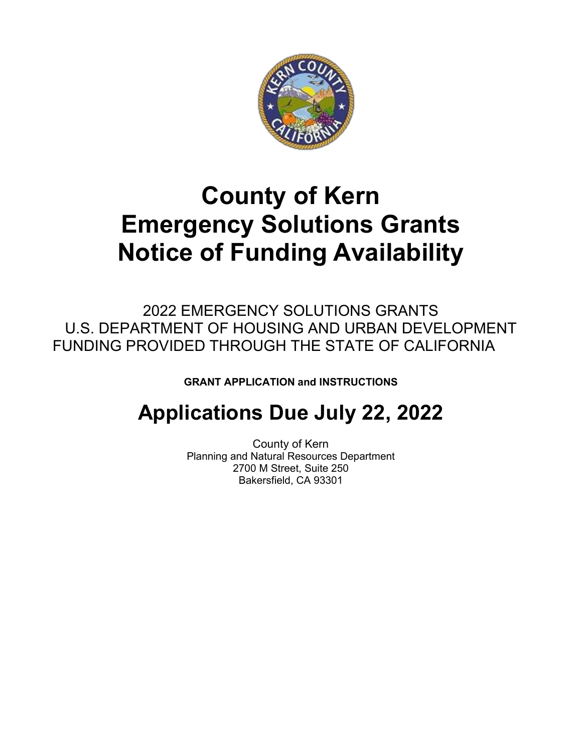# County of Kern
# Emergency Solutions Grants
# Notice of Funding Availability

2022 EMERGENCY SOLUTIONS GRANTS
U.S. DEPARTMENT OF HOUSING AND URBAN DEVELOPMENT
FUNDING PROVIDED THROUGH THE STATE OF CALIFORNIA

**GRANT APPLICATION and INSTRUCTIONS**

## Applications Due July 22, 2022

County of Kern
Planning and Natural Resources Department
2700 M Street, Suite 250
Bakersfield, CA 93301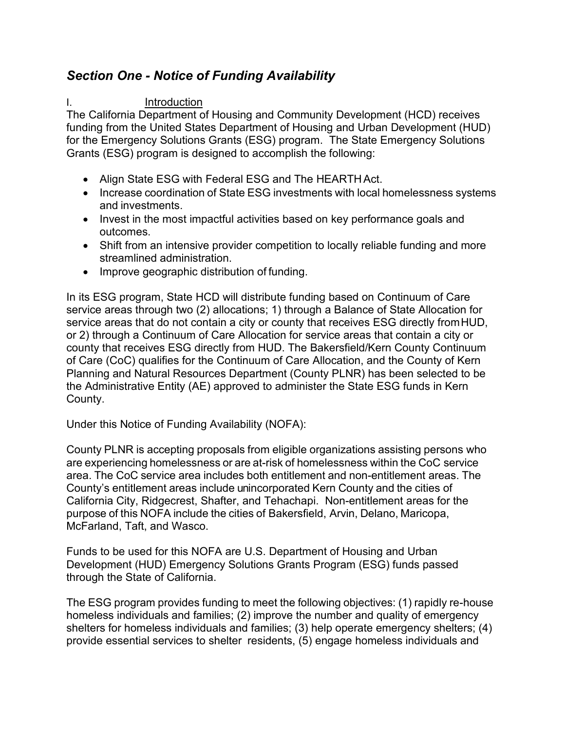## *Section One - Notice of Funding Availability*

I. Introduction

The California Department of Housing and Community Development (HCD) receives funding from the United States Department of Housing and Urban Development (HUD) for the Emergency Solutions Grants (ESG) program. The State Emergency Solutions Grants (ESG) program is designed to accomplish the following:

- Align State ESG with Federal ESG and The HEARTH Act.
- Increase coordination of State ESG investments with local homelessness systems and investments.
- Invest in the most impactful activities based on key performance goals and outcomes.
- Shift from an intensive provider competition to locally reliable funding and more streamlined administration.
- Improve geographic distribution of funding.

In its ESG program, State HCD will distribute funding based on Continuum of Care service areas through two (2) allocations; 1) through a Balance of State Allocation for service areas that do not contain a city or county that receives ESG directly from HUD, or 2) through a Continuum of Care Allocation for service areas that contain a city or county that receives ESG directly from HUD. The Bakersfield/Kern County Continuum of Care (CoC) qualifies for the Continuum of Care Allocation, and the County of Kern Planning and Natural Resources Department (County PLNR) has been selected to be the Administrative Entity (AE) approved to administer the State ESG funds in Kern County.

Under this Notice of Funding Availability (NOFA):

County PLNR is accepting proposals from eligible organizations assisting persons who are experiencing homelessness or are at-risk of homelessness within the CoC service area. The CoC service area includes both entitlement and non-entitlement areas. The County's entitlement areas include unincorporated Kern County and the cities of California City, Ridgecrest, Shafter, and Tehachapi. Non-entitlement areas for the purpose of this NOFA include the cities of Bakersfield, Arvin, Delano, Maricopa, McFarland, Taft, and Wasco.

Funds to be used for this NOFA are U.S. Department of Housing and Urban Development (HUD) Emergency Solutions Grants Program (ESG) funds passed through the State of California.

The ESG program provides funding to meet the following objectives: (1) rapidly re-house homeless individuals and families; (2) improve the number and quality of emergency shelters for homeless individuals and families; (3) help operate emergency shelters; (4) provide essential services to shelter residents, (5) engage homeless individuals and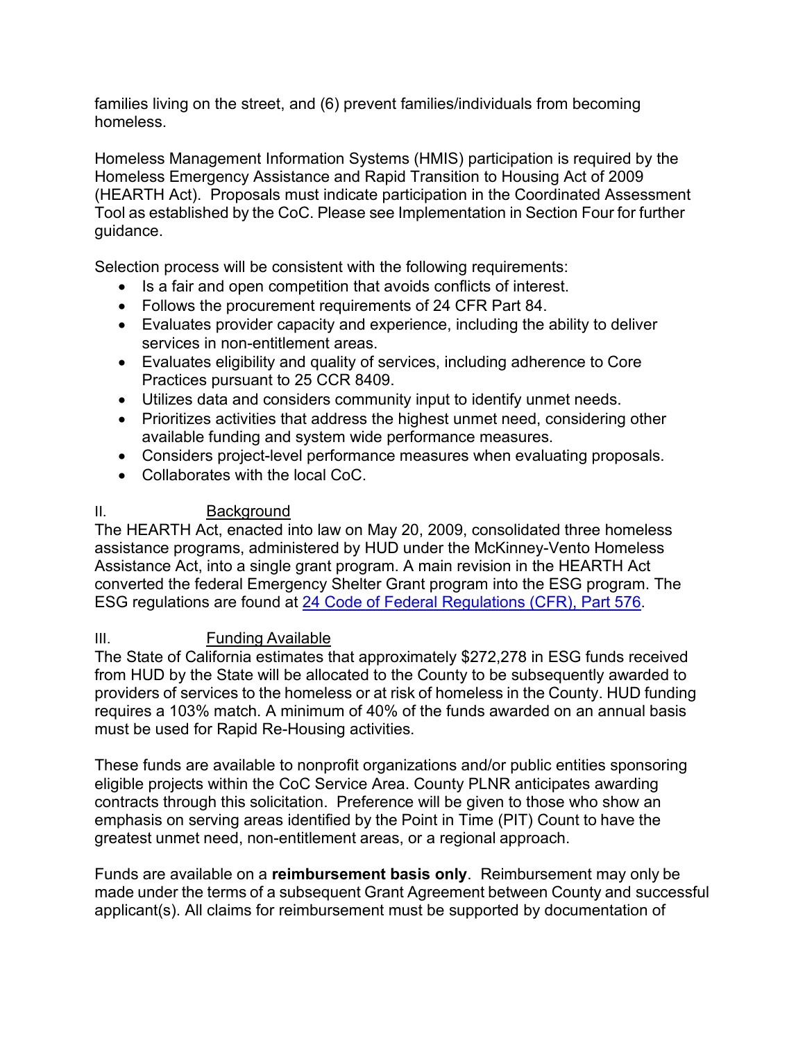families living on the street, and (6) prevent families/individuals from becoming homeless.

Homeless Management Information Systems (HMIS) participation is required by the Homeless Emergency Assistance and Rapid Transition to Housing Act of 2009 (HEARTH Act). Proposals must indicate participation in the Coordinated Assessment Tool as established by the CoC. Please see Implementation in Section Four for further guidance.

Selection process will be consistent with the following requirements:

- Is a fair and open competition that avoids conflicts of interest.
- Follows the procurement requirements of 24 CFR Part 84.
- Evaluates provider capacity and experience, including the ability to deliver services in non-entitlement areas.
- Evaluates eligibility and quality of services, including adherence to Core Practices pursuant to 25 CCR 8409.
- Utilizes data and considers community input to identify unmet needs.
- Prioritizes activities that address the highest unmet need, considering other available funding and system wide performance measures.
- Considers project-level performance measures when evaluating proposals.
- Collaborates with the local CoC.

## II. Background

The HEARTH Act, enacted into law on May 20, 2009, consolidated three homeless assistance programs, administered by HUD under the McKinney-Vento Homeless Assistance Act, into a single grant program. A main revision in the HEARTH Act converted the federal Emergency Shelter Grant program into the ESG program. The ESG regulations are found at 24 Code of Federal Regulations (CFR), Part 576.

## III. Funding Available

The State of California estimates that approximately $272,278 in ESG funds received from HUD by the State will be allocated to the County to be subsequently awarded to providers of services to the homeless or at risk of homeless in the County. HUD funding requires a 103% match. A minimum of 40% of the funds awarded on an annual basis must be used for Rapid Re-Housing activities.

These funds are available to nonprofit organizations and/or public entities sponsoring eligible projects within the CoC Service Area. County PLNR anticipates awarding contracts through this solicitation. Preference will be given to those who show an emphasis on serving areas identified by the Point in Time (PIT) Count to have the greatest unmet need, non-entitlement areas, or a regional approach.

Funds are available on a **reimbursement basis only**. Reimbursement may only be made under the terms of a subsequent Grant Agreement between County and successful applicant(s). All claims for reimbursement must be supported by documentation of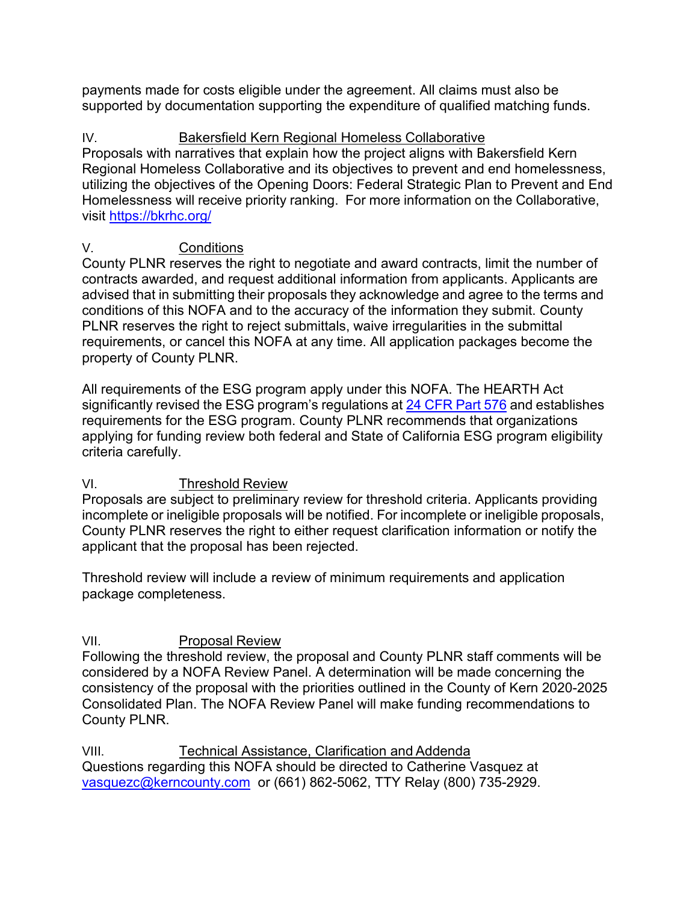payments made for costs eligible under the agreement. All claims must also be supported by documentation supporting the expenditure of qualified matching funds.

## IV. Bakersfield Kern Regional Homeless Collaborative

Proposals with narratives that explain how the project aligns with Bakersfield Kern Regional Homeless Collaborative and its objectives to prevent and end homelessness, utilizing the objectives of the Opening Doors: Federal Strategic Plan to Prevent and End Homelessness will receive priority ranking. For more information on the Collaborative, visit [https://bkrhc.org/](https://bkrhc.org/)

## V. Conditions

County PLNR reserves the right to negotiate and award contracts, limit the number of contracts awarded, and request additional information from applicants. Applicants are advised that in submitting their proposals they acknowledge and agree to the terms and conditions of this NOFA and to the accuracy of the information they submit. County PLNR reserves the right to reject submittals, waive irregularities in the submittal requirements, or cancel this NOFA at any time. All application packages become the property of County PLNR.

All requirements of the ESG program apply under this NOFA. The HEARTH Act significantly revised the ESG program's regulations at 24 CFR Part 576 and establishes requirements for the ESG program. County PLNR recommends that organizations applying for funding review both federal and State of California ESG program eligibility criteria carefully.

## VI. Threshold Review

Proposals are subject to preliminary review for threshold criteria. Applicants providing incomplete or ineligible proposals will be notified. For incomplete or ineligible proposals, County PLNR reserves the right to either request clarification information or notify the applicant that the proposal has been rejected.

Threshold review will include a review of minimum requirements and application package completeness.

## VII. Proposal Review

Following the threshold review, the proposal and County PLNR staff comments will be considered by a NOFA Review Panel. A determination will be made concerning the consistency of the proposal with the priorities outlined in the County of Kern 2020-2025 Consolidated Plan. The NOFA Review Panel will make funding recommendations to County PLNR.

## VIII. Technical Assistance, Clarification and Addenda

Questions regarding this NOFA should be directed to Catherine Vasquez at vasquezc@kerncounty.com or (661) 862-5062, TTY Relay (800) 735-2929.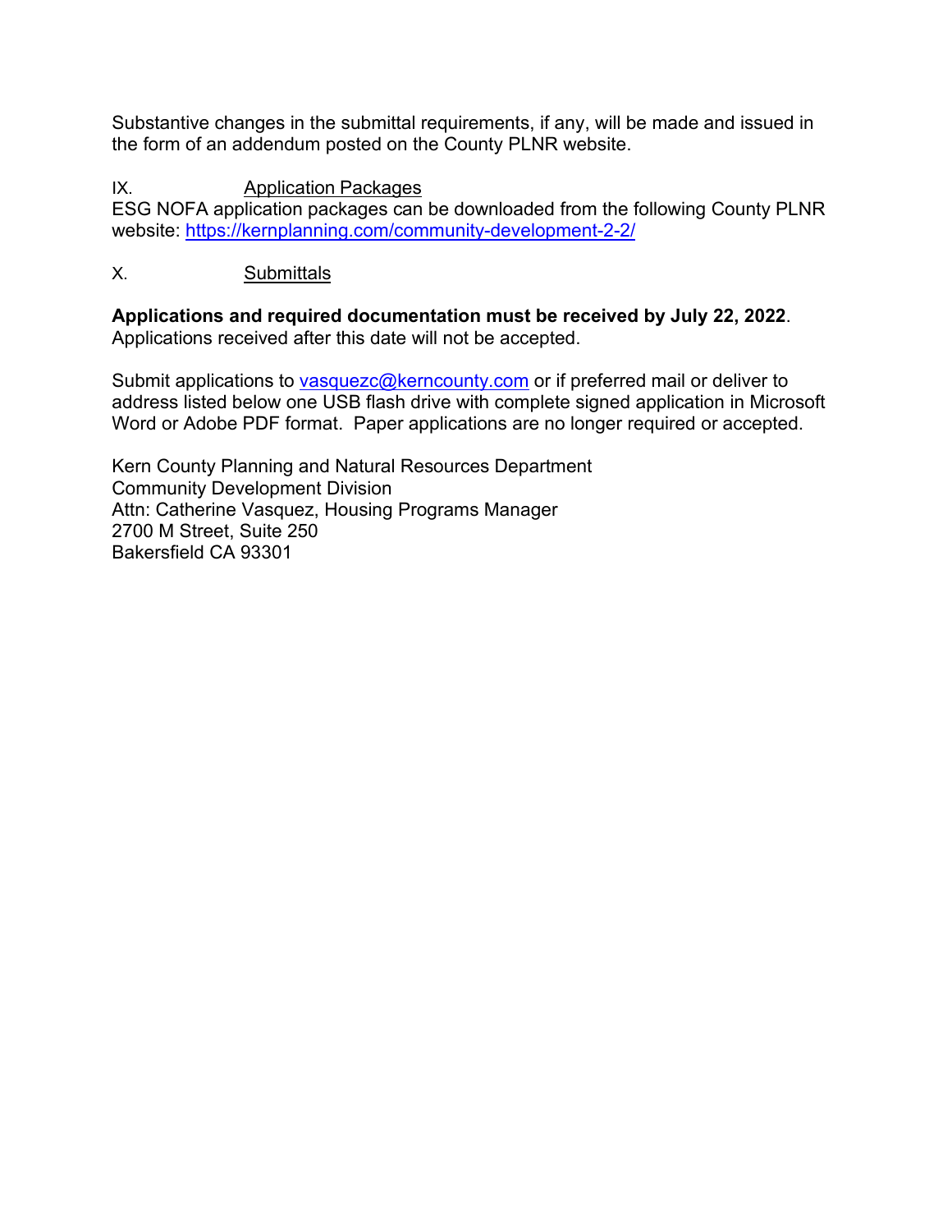Substantive changes in the submittal requirements, if any, will be made and issued in the form of an addendum posted on the County PLNR website.

## IX. Application Packages

ESG NOFA application packages can be downloaded from the following County PLNR website: https://kernplanning.com/community-development-2-2/

## X. Submittals

**Applications and required documentation must be received by July 22, 2022**. Applications received after this date will not be accepted.

Submit applications to vasquezc@kerncounty.com or if preferred mail or deliver to address listed below one USB flash drive with complete signed application in Microsoft Word or Adobe PDF format. Paper applications are no longer required or accepted.

Kern County Planning and Natural Resources Department
Community Development Division
Attn: Catherine Vasquez, Housing Programs Manager
2700 M Street, Suite 250
Bakersfield CA 93301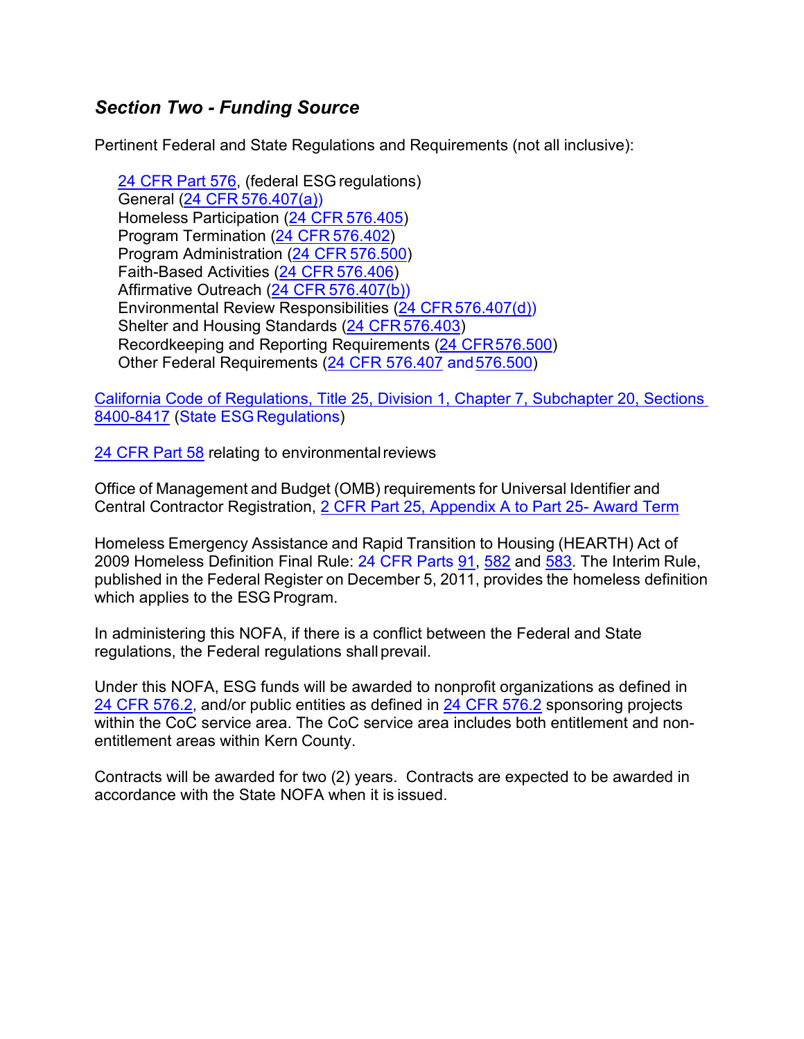## *Section Two - Funding Source*

Pertinent Federal and State Regulations and Requirements (not all inclusive):

24 CFR Part 576, (federal ESG regulations)
General (24 CFR 576.407(a))
Homeless Participation (24 CFR 576.405)
Program Termination (24 CFR 576.402)
Program Administration (24 CFR 576.500)
Faith-Based Activities (24 CFR 576.406)
Affirmative Outreach (24 CFR 576.407(b))
Environmental Review Responsibilities (24 CFR 576.407(d))
Shelter and Housing Standards (24 CFR 576.403)
Recordkeeping and Reporting Requirements (24 CFR 576.500)
Other Federal Requirements (24 CFR 576.407 and 576.500)

California Code of Regulations, Title 25, Division 1, Chapter 7, Subchapter 20, Sections 8400-8417 (State ESG Regulations)

24 CFR Part 58 relating to environmental reviews

Office of Management and Budget (OMB) requirements for Universal Identifier and Central Contractor Registration, 2 CFR Part 25, Appendix A to Part 25- Award Term

Homeless Emergency Assistance and Rapid Transition to Housing (HEARTH) Act of 2009 Homeless Definition Final Rule: 24 CFR Parts 91, 582 and 583. The Interim Rule, published in the Federal Register on December 5, 2011, provides the homeless definition which applies to the ESG Program.

In administering this NOFA, if there is a conflict between the Federal and State regulations, the Federal regulations shall prevail.

Under this NOFA, ESG funds will be awarded to nonprofit organizations as defined in 24 CFR 576.2, and/or public entities as defined in 24 CFR 576.2 sponsoring projects within the CoC service area. The CoC service area includes both entitlement and non-entitlement areas within Kern County.

Contracts will be awarded for two (2) years. Contracts are expected to be awarded in accordance with the State NOFA when it is issued.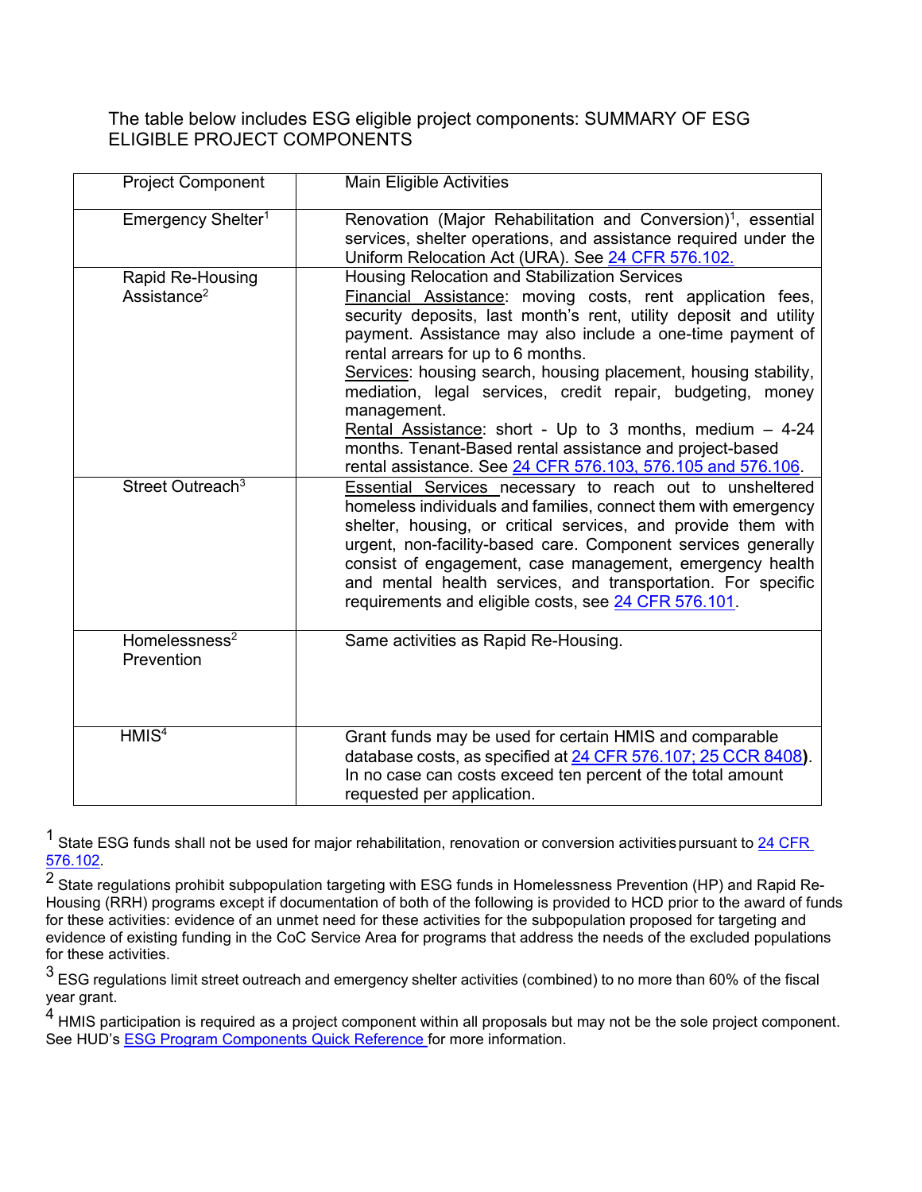The table below includes ESG eligible project components: SUMMARY OF ESG ELIGIBLE PROJECT COMPONENTS

| Project Component | Main Eligible Activities |
|---|---|
| Emergency Shelter[1] | Renovation (Major Rehabilitation and Conversion)[1], essential services, shelter operations, and assistance required under the Uniform Relocation Act (URA). See 24 CFR 576.102. |
| Rapid Re-Housing Assistance[2] | Housing Relocation and Stabilization Services<br>Financial Assistance: moving costs, rent application fees, security deposits, last month's rent, utility deposit and utility payment. Assistance may also include a one-time payment of rental arrears for up to 6 months.<br>Services: housing search, housing placement, housing stability, mediation, legal services, credit repair, budgeting, money management.<br>Rental Assistance: short - Up to 3 months, medium – 4-24 months. Tenant-Based rental assistance and project-based rental assistance. See 24 CFR 576.103, 576.105 and 576.106. |
| Street Outreach[3] | Essential Services necessary to reach out to unsheltered homeless individuals and families, connect them with emergency shelter, housing, or critical services, and provide them with urgent, non-facility-based care. Component services generally consist of engagement, case management, emergency health and mental health services, and transportation. For specific requirements and eligible costs, see 24 CFR 576.101. |
| Homelessness[2] Prevention | Same activities as Rapid Re-Housing. |
| HMIS[4] | Grant funds may be used for certain HMIS and comparable database costs, as specified at 24 CFR 576.107; 25 CCR 8408). In no case can costs exceed ten percent of the total amount requested per application. |

[1] State ESG funds shall not be used for major rehabilitation, renovation or conversion activities pursuant to 24 CFR 576.102.

[2] State regulations prohibit subpopulation targeting with ESG funds in Homelessness Prevention (HP) and Rapid Re-Housing (RRH) programs except if documentation of both of the following is provided to HCD prior to the award of funds for these activities: evidence of an unmet need for these activities for the subpopulation proposed for targeting and evidence of existing funding in the CoC Service Area for programs that address the needs of the excluded populations for these activities.

[3] ESG regulations limit street outreach and emergency shelter activities (combined) to no more than 60% of the fiscal year grant.

[4] HMIS participation is required as a project component within all proposals but may not be the sole project component. See HUD's ESG Program Components Quick Reference for more information.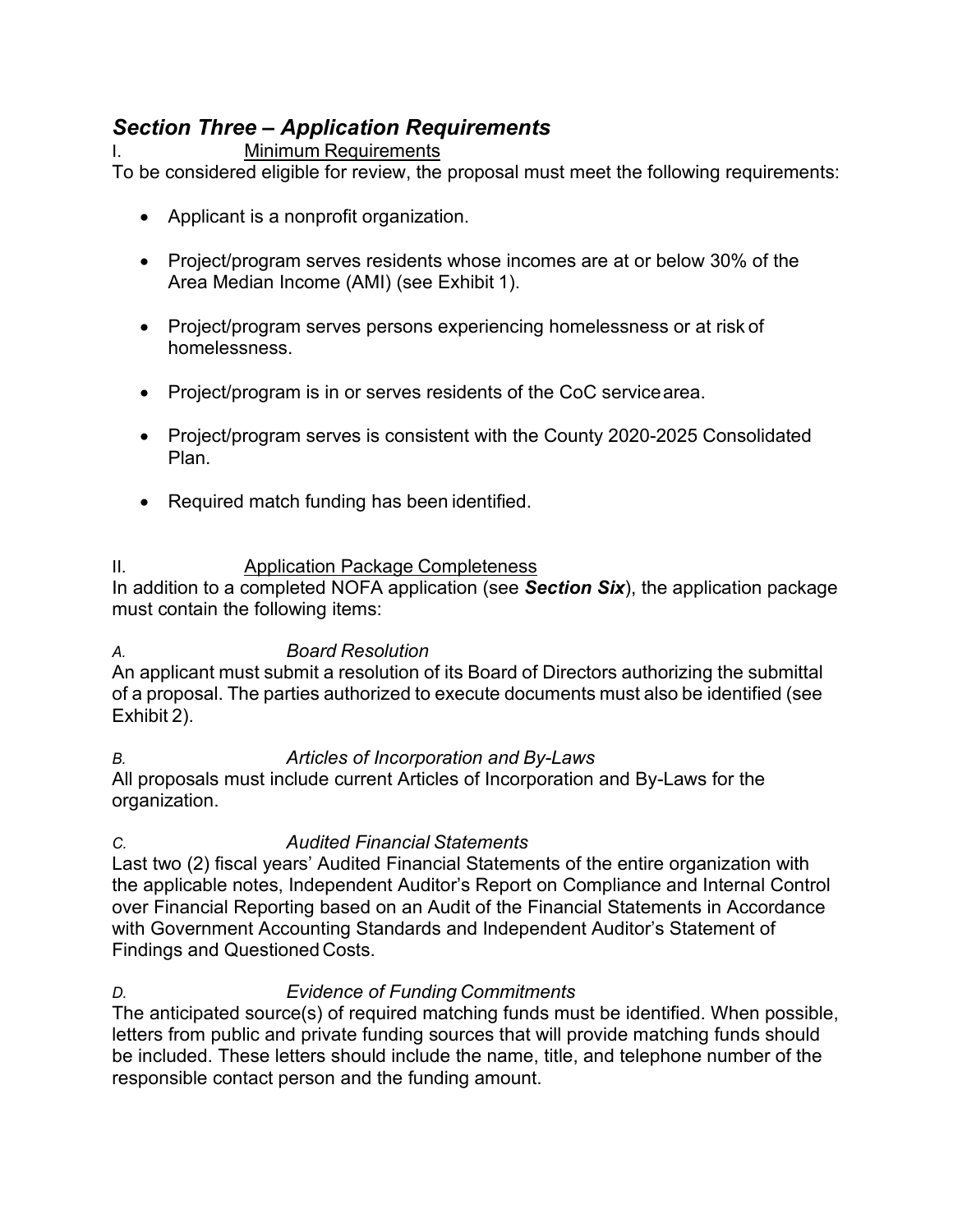## *Section Three – Application Requirements*

I. Minimum Requirements

To be considered eligible for review, the proposal must meet the following requirements:

- Applicant is a nonprofit organization.
- Project/program serves residents whose incomes are at or below 30% of the Area Median Income (AMI) (see Exhibit 1).
- Project/program serves persons experiencing homelessness or at risk of homelessness.
- Project/program is in or serves residents of the CoC service area.
- Project/program serves is consistent with the County 2020-2025 Consolidated Plan.
- Required match funding has been identified.

II. Application Package Completeness

In addition to a completed NOFA application (see ***Section Six***), the application package must contain the following items:

*A. Board Resolution*

An applicant must submit a resolution of its Board of Directors authorizing the submittal of a proposal. The parties authorized to execute documents must also be identified (see Exhibit 2).

*B. Articles of Incorporation and By-Laws*

All proposals must include current Articles of Incorporation and By-Laws for the organization.

*C. Audited Financial Statements*

Last two (2) fiscal years' Audited Financial Statements of the entire organization with the applicable notes, Independent Auditor's Report on Compliance and Internal Control over Financial Reporting based on an Audit of the Financial Statements in Accordance with Government Accounting Standards and Independent Auditor's Statement of Findings and Questioned Costs.

*D. Evidence of Funding Commitments*

The anticipated source(s) of required matching funds must be identified. When possible, letters from public and private funding sources that will provide matching funds should be included. These letters should include the name, title, and telephone number of the responsible contact person and the funding amount.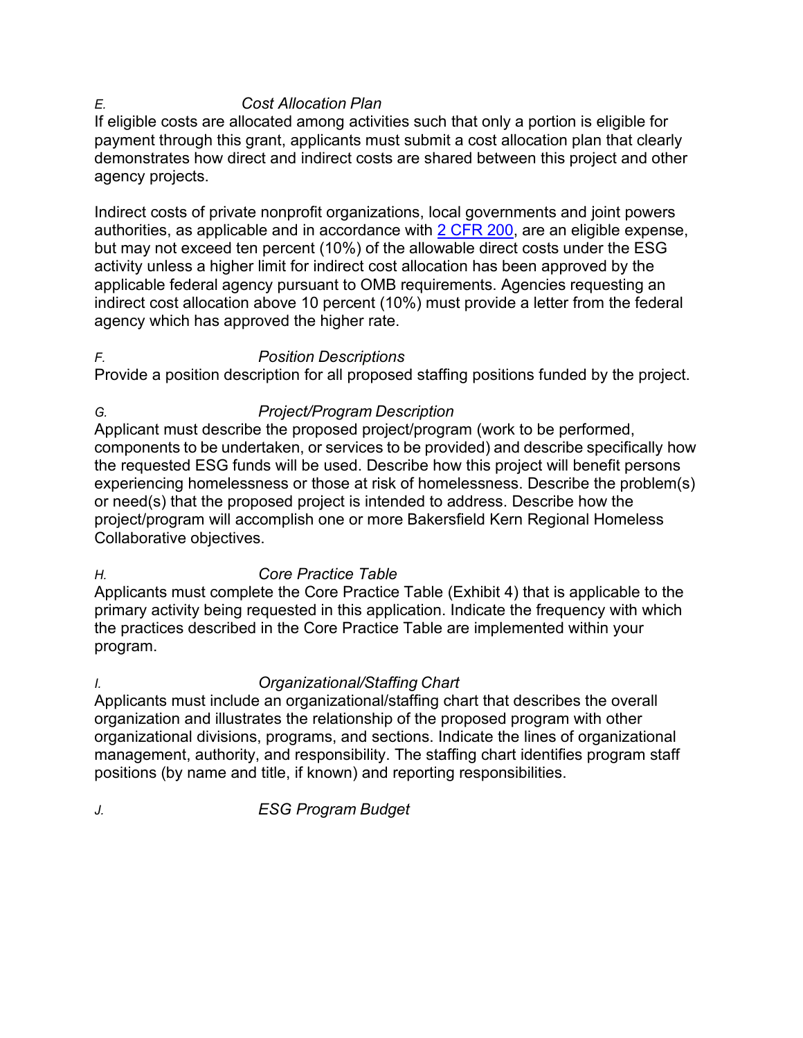### *E. Cost Allocation Plan*

If eligible costs are allocated among activities such that only a portion is eligible for payment through this grant, applicants must submit a cost allocation plan that clearly demonstrates how direct and indirect costs are shared between this project and other agency projects.

Indirect costs of private nonprofit organizations, local governments and joint powers authorities, as applicable and in accordance with 2 CFR 200, are an eligible expense, but may not exceed ten percent (10%) of the allowable direct costs under the ESG activity unless a higher limit for indirect cost allocation has been approved by the applicable federal agency pursuant to OMB requirements. Agencies requesting an indirect cost allocation above 10 percent (10%) must provide a letter from the federal agency which has approved the higher rate.

### *F. Position Descriptions*

Provide a position description for all proposed staffing positions funded by the project.

### *G. Project/Program Description*

Applicant must describe the proposed project/program (work to be performed, components to be undertaken, or services to be provided) and describe specifically how the requested ESG funds will be used. Describe how this project will benefit persons experiencing homelessness or those at risk of homelessness. Describe the problem(s) or need(s) that the proposed project is intended to address. Describe how the project/program will accomplish one or more Bakersfield Kern Regional Homeless Collaborative objectives.

### *H. Core Practice Table*

Applicants must complete the Core Practice Table (Exhibit 4) that is applicable to the primary activity being requested in this application. Indicate the frequency with which the practices described in the Core Practice Table are implemented within your program.

### *I. Organizational/Staffing Chart*

Applicants must include an organizational/staffing chart that describes the overall organization and illustrates the relationship of the proposed program with other organizational divisions, programs, and sections. Indicate the lines of organizational management, authority, and responsibility. The staffing chart identifies program staff positions (by name and title, if known) and reporting responsibilities.

### *J. ESG Program Budget*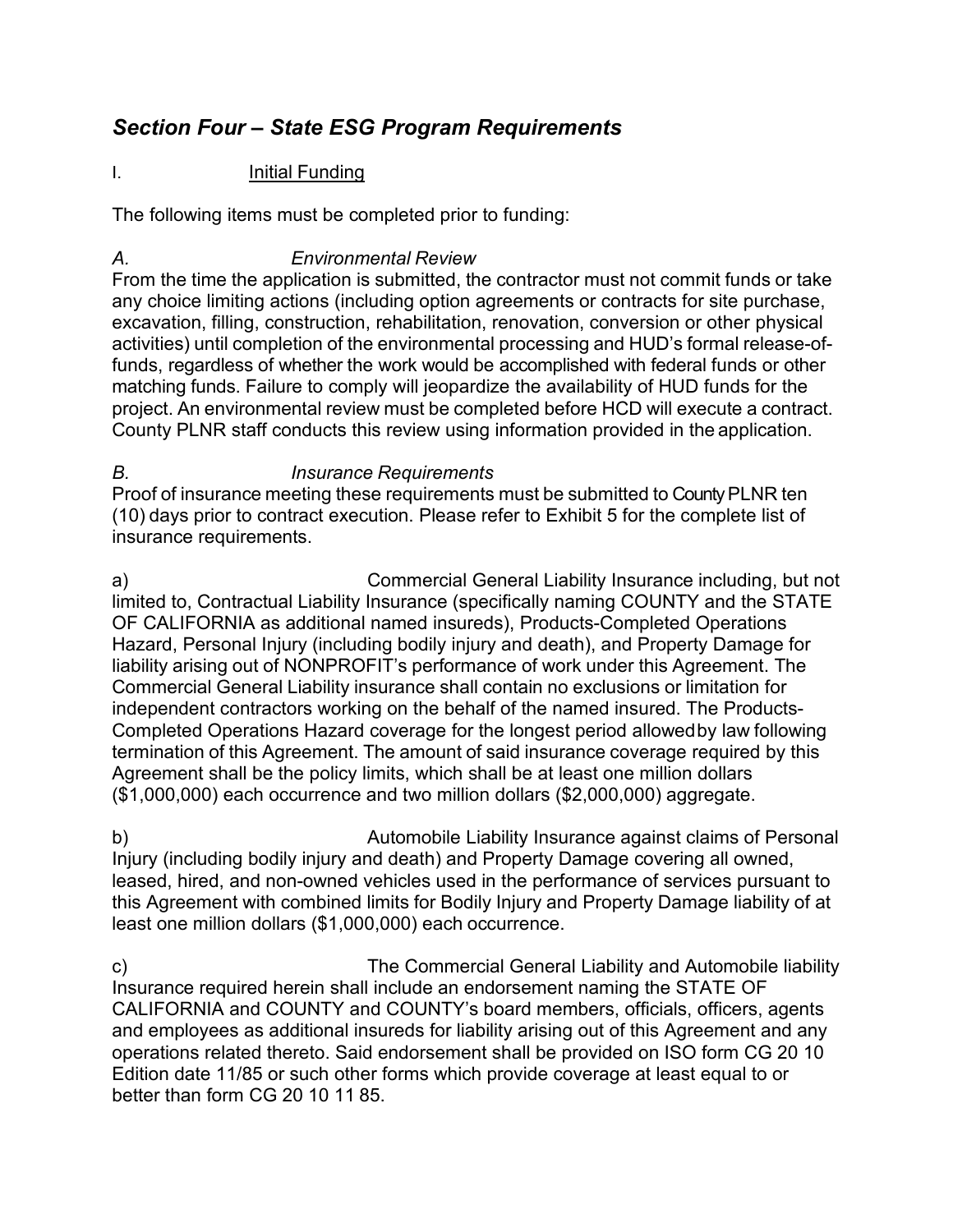## *Section Four – State ESG Program Requirements*

I. Initial Funding

The following items must be completed prior to funding:

*A. Environmental Review*

From the time the application is submitted, the contractor must not commit funds or take any choice limiting actions (including option agreements or contracts for site purchase, excavation, filling, construction, rehabilitation, renovation, conversion or other physical activities) until completion of the environmental processing and HUD's formal release-of-funds, regardless of whether the work would be accomplished with federal funds or other matching funds. Failure to comply will jeopardize the availability of HUD funds for the project. An environmental review must be completed before HCD will execute a contract. County PLNR staff conducts this review using information provided in the application.

*B. Insurance Requirements*

Proof of insurance meeting these requirements must be submitted to County PLNR ten (10) days prior to contract execution. Please refer to Exhibit 5 for the complete list of insurance requirements.

a) Commercial General Liability Insurance including, but not limited to, Contractual Liability Insurance (specifically naming COUNTY and the STATE OF CALIFORNIA as additional named insureds), Products-Completed Operations Hazard, Personal Injury (including bodily injury and death), and Property Damage for liability arising out of NONPROFIT's performance of work under this Agreement. The Commercial General Liability insurance shall contain no exclusions or limitation for independent contractors working on the behalf of the named insured. The Products-Completed Operations Hazard coverage for the longest period allowed by law following termination of this Agreement. The amount of said insurance coverage required by this Agreement shall be the policy limits, which shall be at least one million dollars ($1,000,000) each occurrence and two million dollars ($2,000,000) aggregate.

b) Automobile Liability Insurance against claims of Personal Injury (including bodily injury and death) and Property Damage covering all owned, leased, hired, and non-owned vehicles used in the performance of services pursuant to this Agreement with combined limits for Bodily Injury and Property Damage liability of at least one million dollars ($1,000,000) each occurrence.

c) The Commercial General Liability and Automobile liability Insurance required herein shall include an endorsement naming the STATE OF CALIFORNIA and COUNTY and COUNTY's board members, officials, officers, agents and employees as additional insureds for liability arising out of this Agreement and any operations related thereto. Said endorsement shall be provided on ISO form CG 20 10 Edition date 11/85 or such other forms which provide coverage at least equal to or better than form CG 20 10 11 85.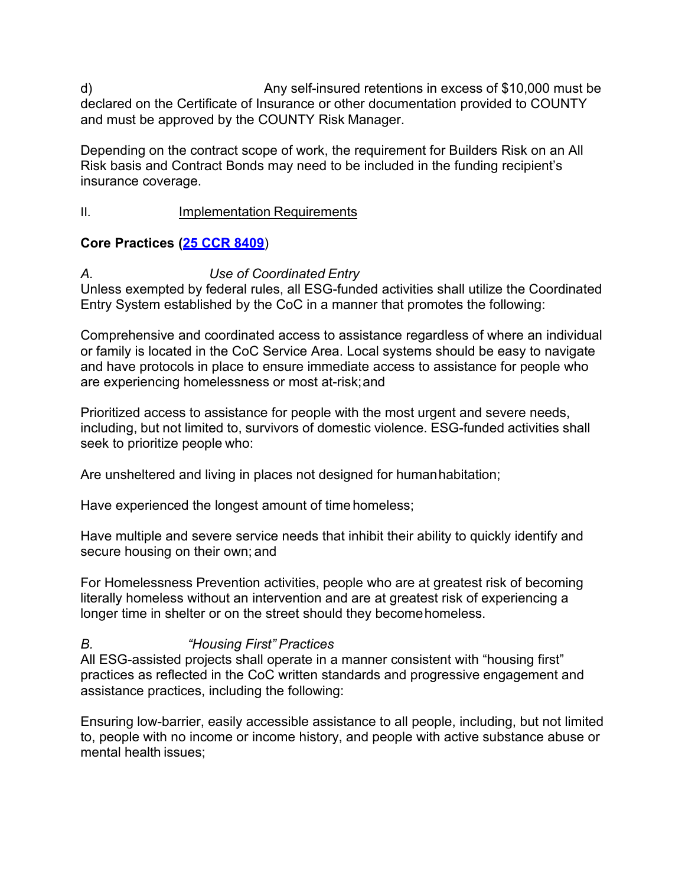d) Any self-insured retentions in excess of $10,000 must be declared on the Certificate of Insurance or other documentation provided to COUNTY and must be approved by the COUNTY Risk Manager.

Depending on the contract scope of work, the requirement for Builders Risk on an All Risk basis and Contract Bonds may need to be included in the funding recipient's insurance coverage.

II. <u>Implementation Requirements</u>

**Core Practices ([25 CCR 8409](25 CCR 8409))**

*A. Use of Coordinated Entry*

Unless exempted by federal rules, all ESG-funded activities shall utilize the Coordinated Entry System established by the CoC in a manner that promotes the following:

Comprehensive and coordinated access to assistance regardless of where an individual or family is located in the CoC Service Area. Local systems should be easy to navigate and have protocols in place to ensure immediate access to assistance for people who are experiencing homelessness or most at-risk; and

Prioritized access to assistance for people with the most urgent and severe needs, including, but not limited to, survivors of domestic violence. ESG-funded activities shall seek to prioritize people who:

Are unsheltered and living in places not designed for human habitation;

Have experienced the longest amount of time homeless;

Have multiple and severe service needs that inhibit their ability to quickly identify and secure housing on their own; and

For Homelessness Prevention activities, people who are at greatest risk of becoming literally homeless without an intervention and are at greatest risk of experiencing a longer time in shelter or on the street should they become homeless.

*B. "Housing First" Practices*

All ESG-assisted projects shall operate in a manner consistent with "housing first" practices as reflected in the CoC written standards and progressive engagement and assistance practices, including the following:

Ensuring low-barrier, easily accessible assistance to all people, including, but not limited to, people with no income or income history, and people with active substance abuse or mental health issues;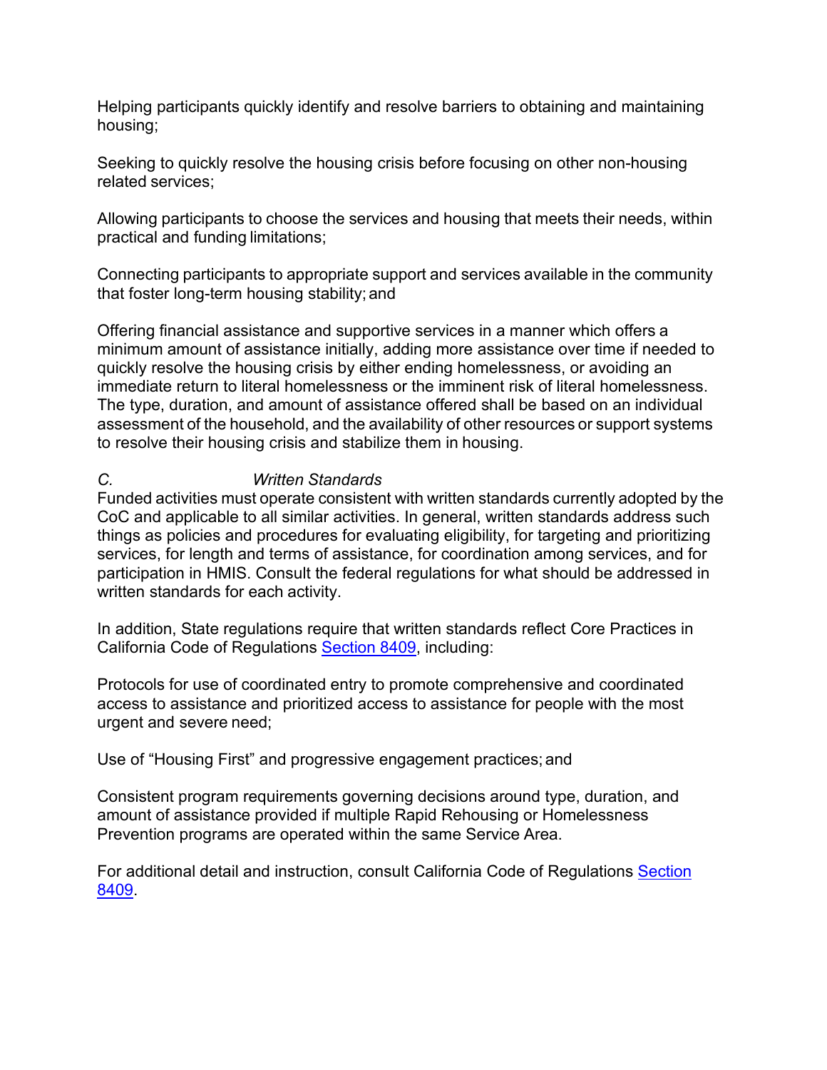Helping participants quickly identify and resolve barriers to obtaining and maintaining housing;

Seeking to quickly resolve the housing crisis before focusing on other non-housing related services;

Allowing participants to choose the services and housing that meets their needs, within practical and funding limitations;

Connecting participants to appropriate support and services available in the community that foster long-term housing stability; and

Offering financial assistance and supportive services in a manner which offers a minimum amount of assistance initially, adding more assistance over time if needed to quickly resolve the housing crisis by either ending homelessness, or avoiding an immediate return to literal homelessness or the imminent risk of literal homelessness. The type, duration, and amount of assistance offered shall be based on an individual assessment of the household, and the availability of other resources or support systems to resolve their housing crisis and stabilize them in housing.

### *C. Written Standards*

Funded activities must operate consistent with written standards currently adopted by the CoC and applicable to all similar activities. In general, written standards address such things as policies and procedures for evaluating eligibility, for targeting and prioritizing services, for length and terms of assistance, for coordination among services, and for participation in HMIS. Consult the federal regulations for what should be addressed in written standards for each activity.

In addition, State regulations require that written standards reflect Core Practices in California Code of Regulations Section 8409, including:

Protocols for use of coordinated entry to promote comprehensive and coordinated access to assistance and prioritized access to assistance for people with the most urgent and severe need;

Use of “Housing First” and progressive engagement practices; and

Consistent program requirements governing decisions around type, duration, and amount of assistance provided if multiple Rapid Rehousing or Homelessness Prevention programs are operated within the same Service Area.

For additional detail and instruction, consult California Code of Regulations Section 8409.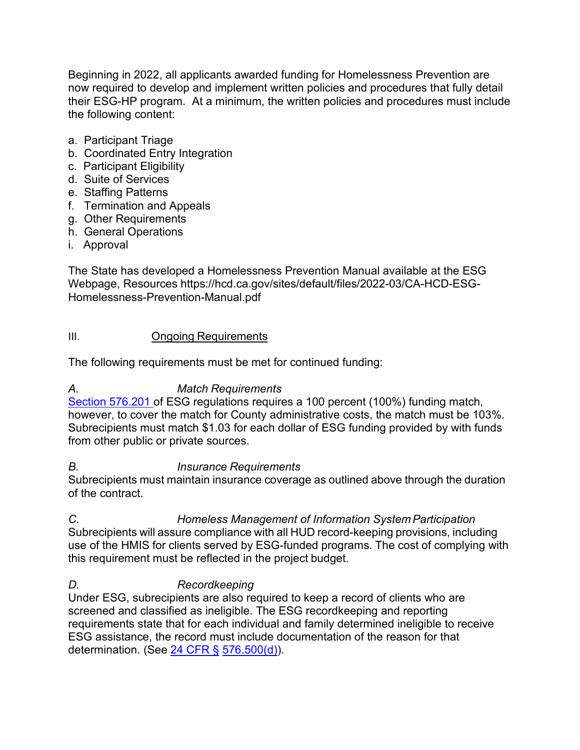Beginning in 2022, all applicants awarded funding for Homelessness Prevention are now required to develop and implement written policies and procedures that fully detail their ESG-HP program. At a minimum, the written policies and procedures must include the following content:

a. Participant Triage
b. Coordinated Entry Integration
c. Participant Eligibility
d. Suite of Services
e. Staffing Patterns
f. Termination and Appeals
g. Other Requirements
h. General Operations
i. Approval

The State has developed a Homelessness Prevention Manual available at the ESG Webpage, Resources https://hcd.ca.gov/sites/default/files/2022-03/CA-HCD-ESG-Homelessness-Prevention-Manual.pdf

## III. Ongoing Requirements

The following requirements must be met for continued funding:

### *A. Match Requirements*

Section 576.201 of ESG regulations requires a 100 percent (100%) funding match, however, to cover the match for County administrative costs, the match must be 103%. Subrecipients must match $1.03 for each dollar of ESG funding provided by with funds from other public or private sources.

### *B. Insurance Requirements*

Subrecipients must maintain insurance coverage as outlined above through the duration of the contract.

### *C. Homeless Management of Information System Participation*

Subrecipients will assure compliance with all HUD record-keeping provisions, including use of the HMIS for clients served by ESG-funded programs. The cost of complying with this requirement must be reflected in the project budget.

### *D. Recordkeeping*

Under ESG, subrecipients are also required to keep a record of clients who are screened and classified as ineligible. The ESG recordkeeping and reporting requirements state that for each individual and family determined ineligible to receive ESG assistance, the record must include documentation of the reason for that determination. (See 24 CFR § 576.500(d)).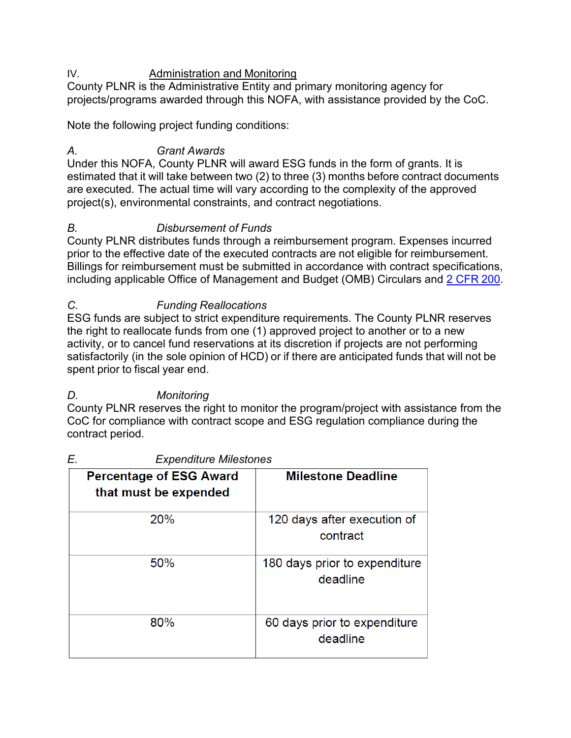## IV. Administration and Monitoring

County PLNR is the Administrative Entity and primary monitoring agency for projects/programs awarded through this NOFA, with assistance provided by the CoC.

Note the following project funding conditions:

### *A. Grant Awards*

Under this NOFA, County PLNR will award ESG funds in the form of grants. It is estimated that it will take between two (2) to three (3) months before contract documents are executed. The actual time will vary according to the complexity of the approved project(s), environmental constraints, and contract negotiations.

### *B. Disbursement of Funds*

County PLNR distributes funds through a reimbursement program. Expenses incurred prior to the effective date of the executed contracts are not eligible for reimbursement. Billings for reimbursement must be submitted in accordance with contract specifications, including applicable Office of Management and Budget (OMB) Circulars and 2 CFR 200.

### *C. Funding Reallocations*

ESG funds are subject to strict expenditure requirements. The County PLNR reserves the right to reallocate funds from one (1) approved project to another or to a new activity, or to cancel fund reservations at its discretion if projects are not performing satisfactorily (in the sole opinion of HCD) or if there are anticipated funds that will not be spent prior to fiscal year end.

### *D. Monitoring*

County PLNR reserves the right to monitor the program/project with assistance from the CoC for compliance with contract scope and ESG regulation compliance during the contract period.

### *E. Expenditure Milestones*

| Percentage of ESG Award that must be expended | Milestone Deadline |
|---|---|
| 20% | 120 days after execution of contract |
| 50% | 180 days prior to expenditure deadline |
| 80% | 60 days prior to expenditure deadline |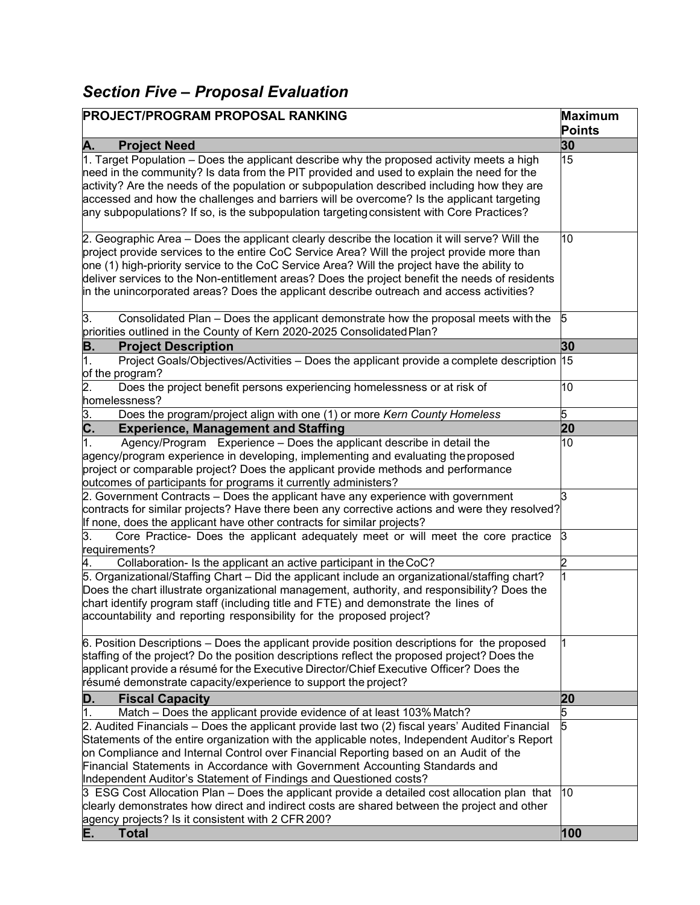## *Section Five – Proposal Evaluation*

| PROJECT/PROGRAM PROPOSAL RANKING | Maximum Points |
|---|---|
| **A. Project Need** | **30** |
| 1. Target Population – Does the applicant describe why the proposed activity meets a high need in the community? Is data from the PIT provided and used to explain the need for the activity? Are the needs of the population or subpopulation described including how they are accessed and how the challenges and barriers will be overcome? Is the applicant targeting any subpopulations? If so, is the subpopulation targeting consistent with Core Practices? | 15 |
| 2. Geographic Area – Does the applicant clearly describe the location it will serve? Will the project provide services to the entire CoC Service Area? Will the project provide more than one (1) high-priority service to the CoC Service Area? Will the project have the ability to deliver services to the Non-entitlement areas? Does the project benefit the needs of residents in the unincorporated areas? Does the applicant describe outreach and access activities? | 10 |
| 3. Consolidated Plan – Does the applicant demonstrate how the proposal meets with the priorities outlined in the County of Kern 2020-2025 Consolidated Plan? | 5 |
| **B. Project Description** | **30** |
| 1. Project Goals/Objectives/Activities – Does the applicant provide a complete description of the program? | 15 |
| 2. Does the project benefit persons experiencing homelessness or at risk of homelessness? | 10 |
| 3. Does the program/project align with one (1) or more *Kern County Homeless* | 5 |
| **C. Experience, Management and Staffing** | **20** |
| 1. Agency/Program Experience – Does the applicant describe in detail the agency/program experience in developing, implementing and evaluating the proposed project or comparable project? Does the applicant provide methods and performance outcomes of participants for programs it currently administers? | 10 |
| 2. Government Contracts – Does the applicant have any experience with government contracts for similar projects? Have there been any corrective actions and were they resolved? If none, does the applicant have other contracts for similar projects? | 3 |
| 3. Core Practice- Does the applicant adequately meet or will meet the core practice requirements? | 3 |
| 4. Collaboration- Is the applicant an active participant in the CoC? | 2 |
| 5. Organizational/Staffing Chart – Did the applicant include an organizational/staffing chart? Does the chart illustrate organizational management, authority, and responsibility? Does the chart identify program staff (including title and FTE) and demonstrate the lines of accountability and reporting responsibility for the proposed project? | 1 |
| 6. Position Descriptions – Does the applicant provide position descriptions for the proposed staffing of the project? Do the position descriptions reflect the proposed project? Does the applicant provide a résumé for the Executive Director/Chief Executive Officer? Does the résumé demonstrate capacity/experience to support the project? | 1 |
| **D. Fiscal Capacity** | **20** |
| 1. Match – Does the applicant provide evidence of at least 103% Match? | 5 |
| 2. Audited Financials – Does the applicant provide last two (2) fiscal years' Audited Financial Statements of the entire organization with the applicable notes, Independent Auditor's Report on Compliance and Internal Control over Financial Reporting based on an Audit of the Financial Statements in Accordance with Government Accounting Standards and Independent Auditor's Statement of Findings and Questioned costs? | 5 |
| 3 ESG Cost Allocation Plan – Does the applicant provide a detailed cost allocation plan that clearly demonstrates how direct and indirect costs are shared between the project and other agency projects? Is it consistent with 2 CFR 200? | 10 |
| **E. Total** | **100** |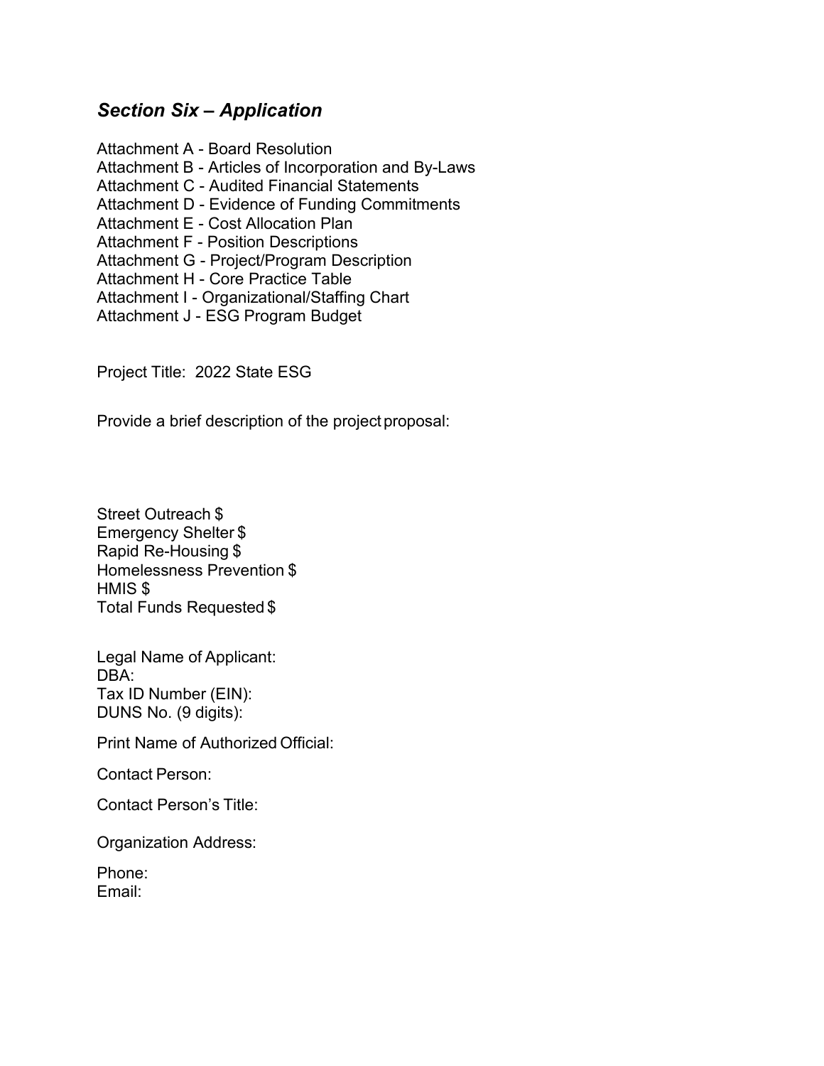## *Section Six – Application*

Attachment A - Board Resolution
Attachment B - Articles of Incorporation and By-Laws
Attachment C - Audited Financial Statements
Attachment D - Evidence of Funding Commitments
Attachment E - Cost Allocation Plan
Attachment F - Position Descriptions
Attachment G - Project/Program Description
Attachment H - Core Practice Table
Attachment I - Organizational/Staffing Chart
Attachment J - ESG Program Budget

Project Title: 2022 State ESG

Provide a brief description of the project proposal:

Street Outreach $
Emergency Shelter $
Rapid Re-Housing $
Homelessness Prevention $
HMIS $
Total Funds Requested $

Legal Name of Applicant:
DBA:
Tax ID Number (EIN):
DUNS No. (9 digits):

Print Name of Authorized Official:

Contact Person:

Contact Person's Title:

Organization Address:

Phone:
Email: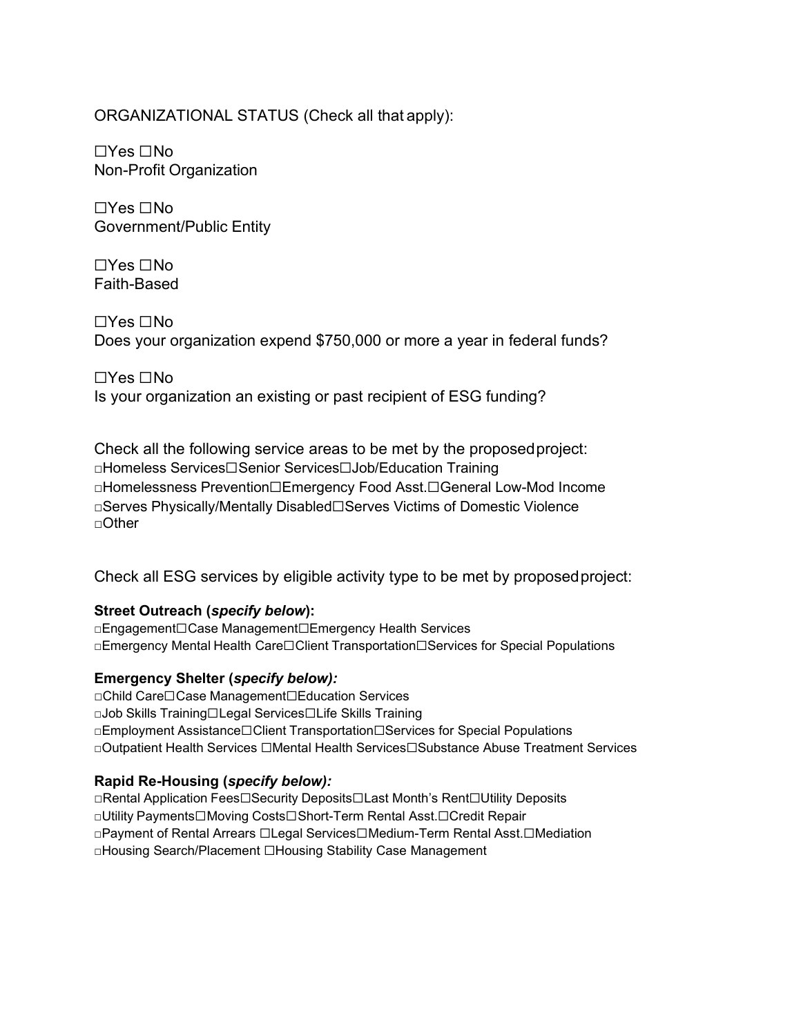ORGANIZATIONAL STATUS (Check all that apply):

☐Yes ☐No
Non-Profit Organization

☐Yes ☐No
Government/Public Entity

☐Yes ☐No
Faith-Based

☐Yes ☐No
Does your organization expend $750,000 or more a year in federal funds?

☐Yes ☐No
Is your organization an existing or past recipient of ESG funding?

Check all the following service areas to be met by the proposed project:
□Homeless Services☐Senior Services☐Job/Education Training
□Homelessness Prevention☐Emergency Food Asst.☐General Low-Mod Income
□Serves Physically/Mentally Disabled☐Serves Victims of Domestic Violence
□Other

Check all ESG services by eligible activity type to be met by proposed project:

**Street Outreach (*specify below*):**
□Engagement☐Case Management☐Emergency Health Services
□Emergency Mental Health Care☐Client Transportation☐Services for Special Populations

**Emergency Shelter (*specify below):***
□Child Care☐Case Management☐Education Services
□Job Skills Training☐Legal Services☐Life Skills Training
□Employment Assistance☐Client Transportation☐Services for Special Populations
□Outpatient Health Services ☐Mental Health Services☐Substance Abuse Treatment Services

**Rapid Re-Housing (*specify below):***
□Rental Application Fees☐Security Deposits☐Last Month's Rent☐Utility Deposits
□Utility Payments☐Moving Costs☐Short-Term Rental Asst.☐Credit Repair
□Payment of Rental Arrears ☐Legal Services☐Medium-Term Rental Asst.☐Mediation
□Housing Search/Placement ☐Housing Stability Case Management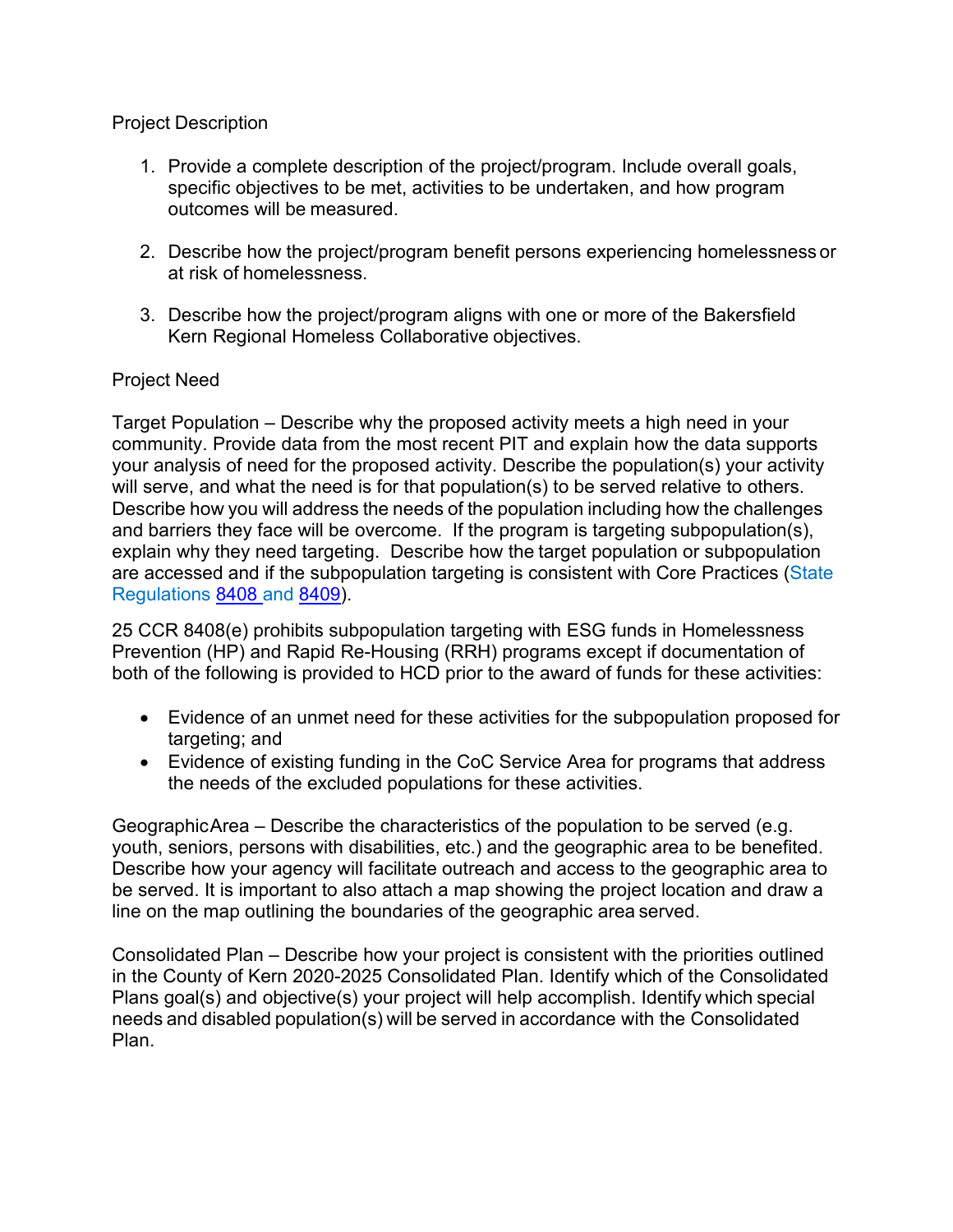Project Description

1. Provide a complete description of the project/program. Include overall goals, specific objectives to be met, activities to be undertaken, and how program outcomes will be measured.

2. Describe how the project/program benefit persons experiencing homelessness or at risk of homelessness.

3. Describe how the project/program aligns with one or more of the Bakersfield Kern Regional Homeless Collaborative objectives.

Project Need

Target Population – Describe why the proposed activity meets a high need in your community. Provide data from the most recent PIT and explain how the data supports your analysis of need for the proposed activity. Describe the population(s) your activity will serve, and what the need is for that population(s) to be served relative to others. Describe how you will address the needs of the population including how the challenges and barriers they face will be overcome. If the program is targeting subpopulation(s), explain why they need targeting. Describe how the target population or subpopulation are accessed and if the subpopulation targeting is consistent with Core Practices (State Regulations 8408 and 8409).

25 CCR 8408(e) prohibits subpopulation targeting with ESG funds in Homelessness Prevention (HP) and Rapid Re-Housing (RRH) programs except if documentation of both of the following is provided to HCD prior to the award of funds for these activities:

- Evidence of an unmet need for these activities for the subpopulation proposed for targeting; and
- Evidence of existing funding in the CoC Service Area for programs that address the needs of the excluded populations for these activities.

Geographic Area – Describe the characteristics of the population to be served (e.g. youth, seniors, persons with disabilities, etc.) and the geographic area to be benefited. Describe how your agency will facilitate outreach and access to the geographic area to be served. It is important to also attach a map showing the project location and draw a line on the map outlining the boundaries of the geographic area served.

Consolidated Plan – Describe how your project is consistent with the priorities outlined in the County of Kern 2020-2025 Consolidated Plan. Identify which of the Consolidated Plans goal(s) and objective(s) your project will help accomplish. Identify which special needs and disabled population(s) will be served in accordance with the Consolidated Plan.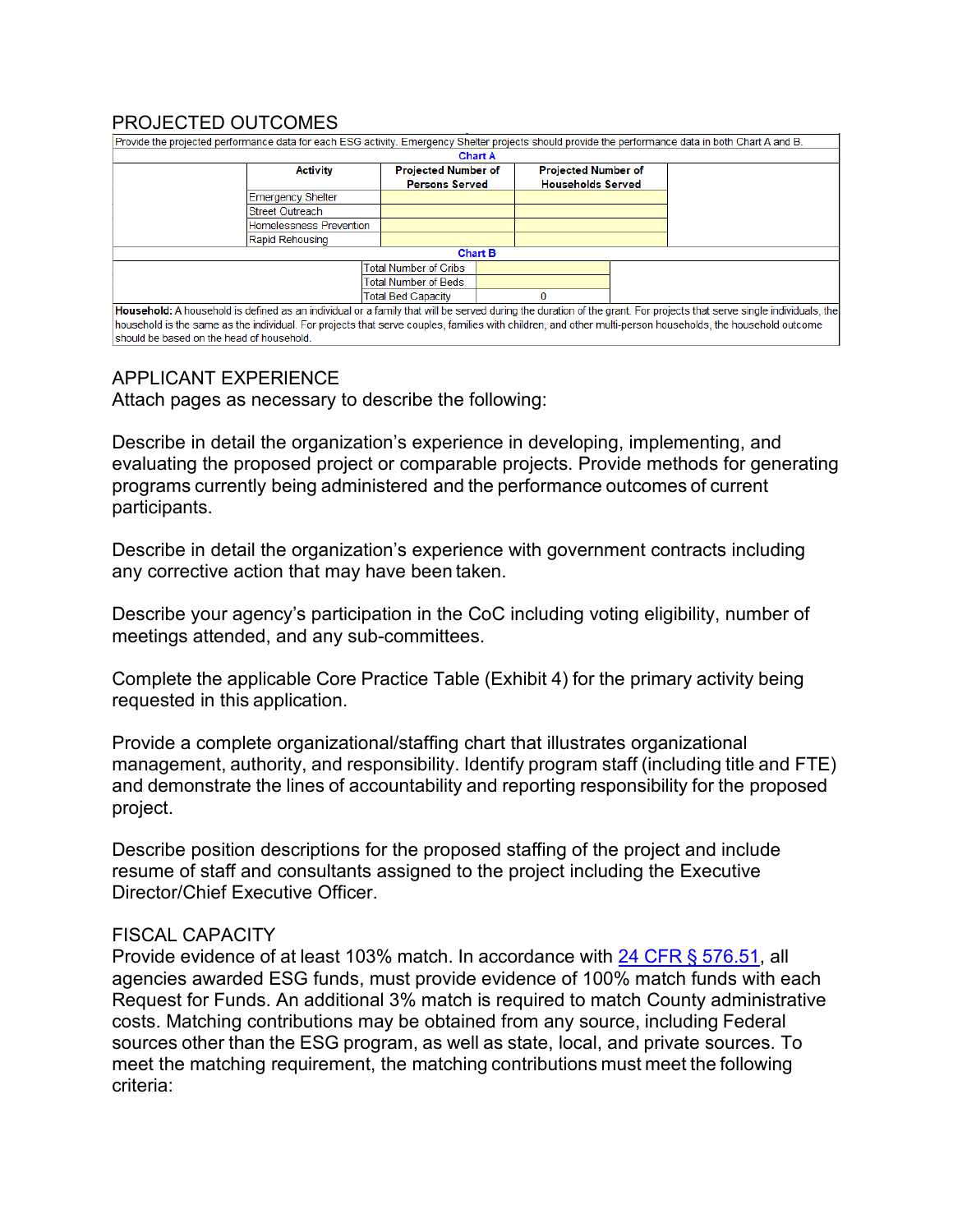## PROJECTED OUTCOMES

Provide the projected performance data for each ESG activity. Emergency Shelter projects should provide the performance data in both Chart A and B.

**Chart A**

| Activity | Projected Number of Persons Served | Projected Number of Households Served |
|---|---|---|
| Emergency Shelter | | |
| Street Outreach | | |
| Homelessness Prevention | | |
| Rapid Rehousing | | |

**Chart B**

| | |
|---|---|
| Total Number of Cribs | |
| Total Number of Beds | |
| Total Bed Capacity | 0 |

**Household:** A household is defined as an individual or a family that will be served during the duration of the grant. For projects that serve single individuals, the household is the same as the individual. For projects that serve couples, families with children, and other multi-person households, the household outcome should be based on the head of household.

## APPLICANT EXPERIENCE

Attach pages as necessary to describe the following:

Describe in detail the organization's experience in developing, implementing, and evaluating the proposed project or comparable projects. Provide methods for generating programs currently being administered and the performance outcomes of current participants.

Describe in detail the organization's experience with government contracts including any corrective action that may have been taken.

Describe your agency's participation in the CoC including voting eligibility, number of meetings attended, and any sub-committees.

Complete the applicable Core Practice Table (Exhibit 4) for the primary activity being requested in this application.

Provide a complete organizational/staffing chart that illustrates organizational management, authority, and responsibility. Identify program staff (including title and FTE) and demonstrate the lines of accountability and reporting responsibility for the proposed project.

Describe position descriptions for the proposed staffing of the project and include resume of staff and consultants assigned to the project including the Executive Director/Chief Executive Officer.

## FISCAL CAPACITY

Provide evidence of at least 103% match. In accordance with [24 CFR § 576.51](), all agencies awarded ESG funds, must provide evidence of 100% match funds with each Request for Funds. An additional 3% match is required to match County administrative costs. Matching contributions may be obtained from any source, including Federal sources other than the ESG program, as well as state, local, and private sources. To meet the matching requirement, the matching contributions must meet the following criteria: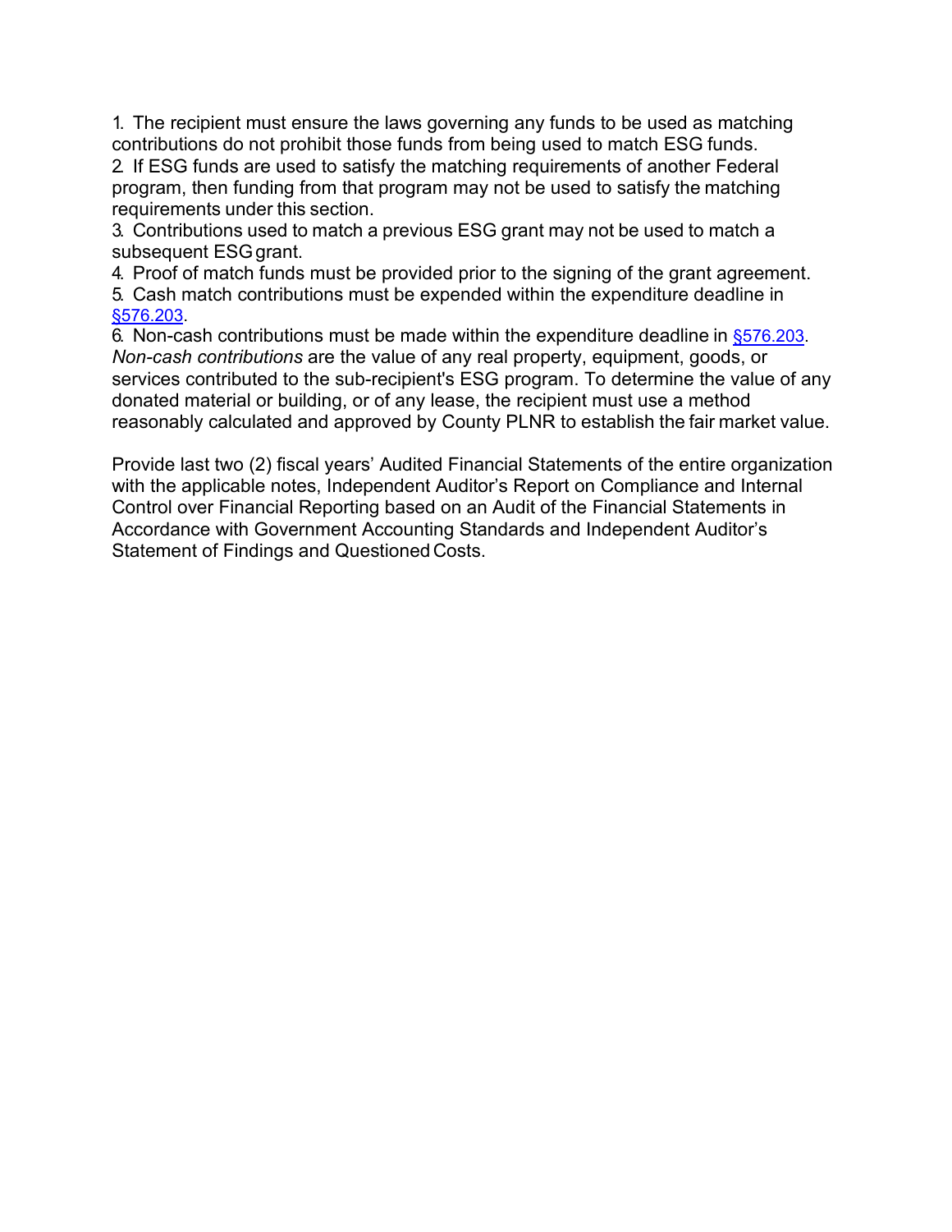1. The recipient must ensure the laws governing any funds to be used as matching contributions do not prohibit those funds from being used to match ESG funds.
2. If ESG funds are used to satisfy the matching requirements of another Federal program, then funding from that program may not be used to satisfy the matching requirements under this section.
3. Contributions used to match a previous ESG grant may not be used to match a subsequent ESG grant.
4. Proof of match funds must be provided prior to the signing of the grant agreement.
5. Cash match contributions must be expended within the expenditure deadline in §576.203.
6. Non-cash contributions must be made within the expenditure deadline in §576.203. *Non-cash contributions* are the value of any real property, equipment, goods, or services contributed to the sub-recipient's ESG program. To determine the value of any donated material or building, or of any lease, the recipient must use a method reasonably calculated and approved by County PLNR to establish the fair market value.

Provide last two (2) fiscal years' Audited Financial Statements of the entire organization with the applicable notes, Independent Auditor's Report on Compliance and Internal Control over Financial Reporting based on an Audit of the Financial Statements in Accordance with Government Accounting Standards and Independent Auditor's Statement of Findings and Questioned Costs.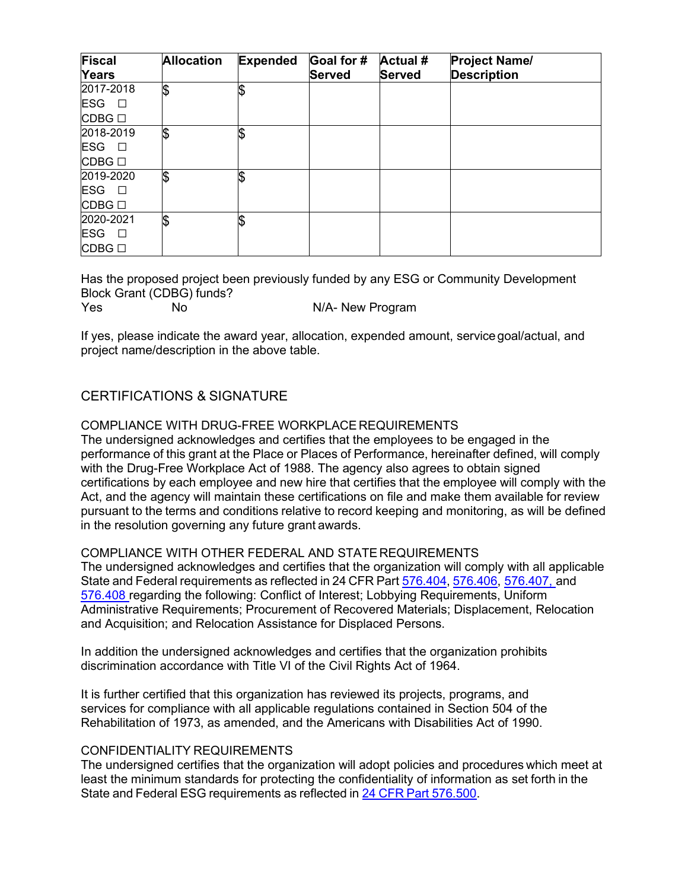| Fiscal Years | Allocation | Expended | Goal for # Served | Actual # Served | Project Name/ Description |
|---|---|---|---|---|---|
| 2017-2018<br>ESG ☐<br>CDBG ☐ | $ | $ | | | |
| 2018-2019<br>ESG ☐<br>CDBG ☐ | $ | $ | | | |
| 2019-2020<br>ESG ☐<br>CDBG ☐ | $ | $ | | | |
| 2020-2021<br>ESG ☐<br>CDBG ☐ | $ | $ | | | |

Has the proposed project been previously funded by any ESG or Community Development Block Grant (CDBG) funds?

Yes No N/A- New Program

If yes, please indicate the award year, allocation, expended amount, service goal/actual, and project name/description in the above table.

## CERTIFICATIONS & SIGNATURE

### COMPLIANCE WITH DRUG-FREE WORKPLACE REQUIREMENTS

The undersigned acknowledges and certifies that the employees to be engaged in the performance of this grant at the Place or Places of Performance, hereinafter defined, will comply with the Drug-Free Workplace Act of 1988. The agency also agrees to obtain signed certifications by each employee and new hire that certifies that the employee will comply with the Act, and the agency will maintain these certifications on file and make them available for review pursuant to the terms and conditions relative to record keeping and monitoring, as will be defined in the resolution governing any future grant awards.

### COMPLIANCE WITH OTHER FEDERAL AND STATE REQUIREMENTS

The undersigned acknowledges and certifies that the organization will comply with all applicable State and Federal requirements as reflected in 24 CFR Part 576.404, 576.406, 576.407, and 576.408 regarding the following: Conflict of Interest; Lobbying Requirements, Uniform Administrative Requirements; Procurement of Recovered Materials; Displacement, Relocation and Acquisition; and Relocation Assistance for Displaced Persons.

In addition the undersigned acknowledges and certifies that the organization prohibits discrimination accordance with Title VI of the Civil Rights Act of 1964.

It is further certified that this organization has reviewed its projects, programs, and services for compliance with all applicable regulations contained in Section 504 of the Rehabilitation of 1973, as amended, and the Americans with Disabilities Act of 1990.

### CONFIDENTIALITY REQUIREMENTS

The undersigned certifies that the organization will adopt policies and procedures which meet at least the minimum standards for protecting the confidentiality of information as set forth in the State and Federal ESG requirements as reflected in 24 CFR Part 576.500.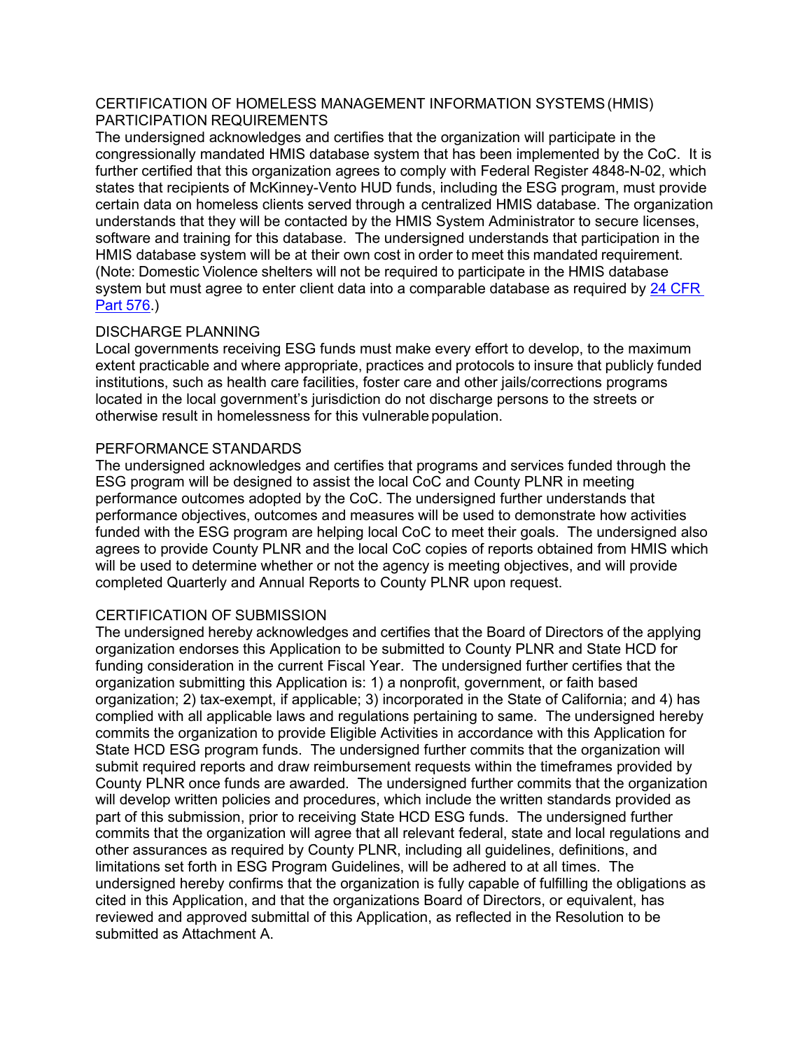## CERTIFICATION OF HOMELESS MANAGEMENT INFORMATION SYSTEMS (HMIS) PARTICIPATION REQUIREMENTS

The undersigned acknowledges and certifies that the organization will participate in the congressionally mandated HMIS database system that has been implemented by the CoC. It is further certified that this organization agrees to comply with Federal Register 4848-N-02, which states that recipients of McKinney-Vento HUD funds, including the ESG program, must provide certain data on homeless clients served through a centralized HMIS database. The organization understands that they will be contacted by the HMIS System Administrator to secure licenses, software and training for this database. The undersigned understands that participation in the HMIS database system will be at their own cost in order to meet this mandated requirement. (Note: Domestic Violence shelters will not be required to participate in the HMIS database system but must agree to enter client data into a comparable database as required by [24 CFR Part 576](24 CFR Part 576).)

## DISCHARGE PLANNING

Local governments receiving ESG funds must make every effort to develop, to the maximum extent practicable and where appropriate, practices and protocols to insure that publicly funded institutions, such as health care facilities, foster care and other jails/corrections programs located in the local government's jurisdiction do not discharge persons to the streets or otherwise result in homelessness for this vulnerable population.

## PERFORMANCE STANDARDS

The undersigned acknowledges and certifies that programs and services funded through the ESG program will be designed to assist the local CoC and County PLNR in meeting performance outcomes adopted by the CoC. The undersigned further understands that performance objectives, outcomes and measures will be used to demonstrate how activities funded with the ESG program are helping local CoC to meet their goals. The undersigned also agrees to provide County PLNR and the local CoC copies of reports obtained from HMIS which will be used to determine whether or not the agency is meeting objectives, and will provide completed Quarterly and Annual Reports to County PLNR upon request.

## CERTIFICATION OF SUBMISSION

The undersigned hereby acknowledges and certifies that the Board of Directors of the applying organization endorses this Application to be submitted to County PLNR and State HCD for funding consideration in the current Fiscal Year. The undersigned further certifies that the organization submitting this Application is: 1) a nonprofit, government, or faith based organization; 2) tax-exempt, if applicable; 3) incorporated in the State of California; and 4) has complied with all applicable laws and regulations pertaining to same. The undersigned hereby commits the organization to provide Eligible Activities in accordance with this Application for State HCD ESG program funds. The undersigned further commits that the organization will submit required reports and draw reimbursement requests within the timeframes provided by County PLNR once funds are awarded. The undersigned further commits that the organization will develop written policies and procedures, which include the written standards provided as part of this submission, prior to receiving State HCD ESG funds. The undersigned further commits that the organization will agree that all relevant federal, state and local regulations and other assurances as required by County PLNR, including all guidelines, definitions, and limitations set forth in ESG Program Guidelines, will be adhered to at all times. The undersigned hereby confirms that the organization is fully capable of fulfilling the obligations as cited in this Application, and that the organizations Board of Directors, or equivalent, has reviewed and approved submittal of this Application, as reflected in the Resolution to be submitted as Attachment A.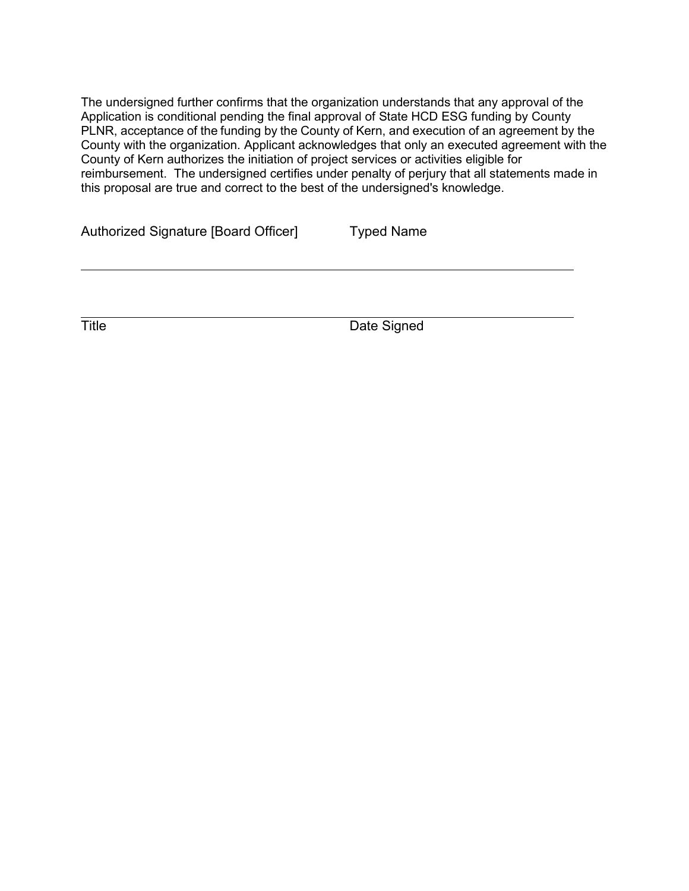The undersigned further confirms that the organization understands that any approval of the Application is conditional pending the final approval of State HCD ESG funding by County PLNR, acceptance of the funding by the County of Kern, and execution of an agreement by the County with the organization. Applicant acknowledges that only an executed agreement with the County of Kern authorizes the initiation of project services or activities eligible for reimbursement. The undersigned certifies under penalty of perjury that all statements made in this proposal are true and correct to the best of the undersigned's knowledge.

Authorized Signature [Board Officer] Typed Name

\_\_\_\_\_\_\_\_\_\_\_\_\_\_\_\_\_\_\_\_\_\_\_\_\_\_\_\_\_\_\_\_\_\_\_\_\_\_\_\_\_\_\_\_\_\_\_\_\_\_\_\_\_\_\_\_\_\_\_\_\_\_

\_\_\_\_\_\_\_\_\_\_\_\_\_\_\_\_\_\_\_\_\_\_\_\_\_\_\_\_\_\_\_\_\_\_\_\_\_\_\_\_\_\_\_\_\_\_\_\_\_\_\_\_\_\_\_\_\_\_\_\_\_\_

Title Date Signed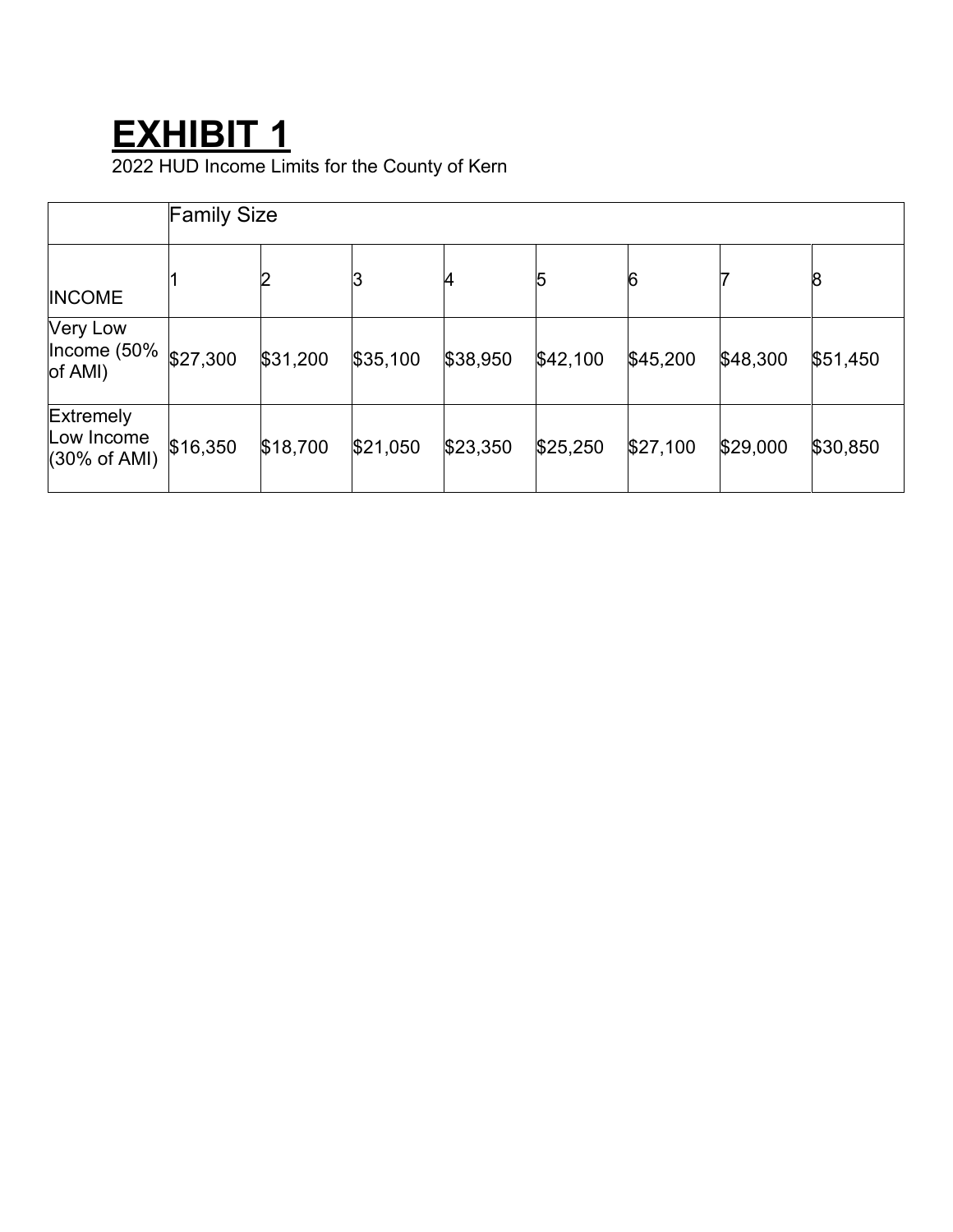# EXHIBIT 1

2022 HUD Income Limits for the County of Kern

| | Family Size | | | | | | | |
|---|---|---|---|---|---|---|---|---|
| INCOME | 1 | 2 | 3 | 4 | 5 | 6 | 7 | 8 |
| Very Low Income (50% of AMI) | $27,300 | $31,200 | $35,100 | $38,950 | $42,100 | $45,200 | $48,300 | $51,450 |
| Extremely Low Income (30% of AMI) | $16,350 | $18,700 | $21,050 | $23,350 | $25,250 | $27,100 | $29,000 | $30,850 |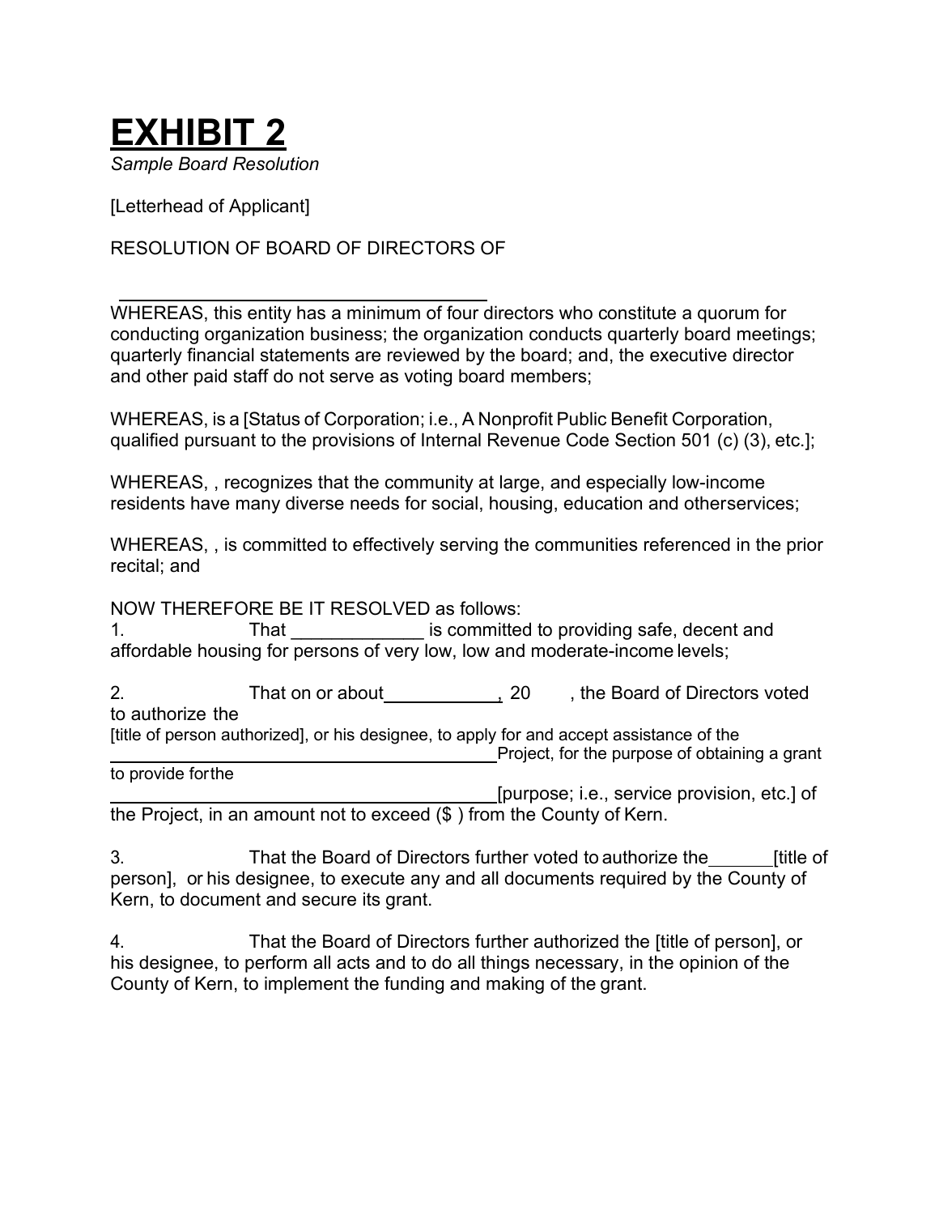# EXHIBIT 2

*Sample Board Resolution*

[Letterhead of Applicant]

RESOLUTION OF BOARD OF DIRECTORS OF

\_\_\_\_\_\_\_\_\_\_\_\_\_\_\_\_\_\_\_\_\_\_\_\_\_\_\_\_\_\_\_\_\_\_\_\_\_\_

WHEREAS, this entity has a minimum of four directors who constitute a quorum for conducting organization business; the organization conducts quarterly board meetings; quarterly financial statements are reviewed by the board; and, the executive director and other paid staff do not serve as voting board members;

WHEREAS, is a [Status of Corporation; i.e., A Nonprofit Public Benefit Corporation, qualified pursuant to the provisions of Internal Revenue Code Section 501 (c) (3), etc.];

WHEREAS, , recognizes that the community at large, and especially low-income residents have many diverse needs for social, housing, education and otherservices;

WHEREAS, , is committed to effectively serving the communities referenced in the prior recital; and

NOW THEREFORE BE IT RESOLVED as follows:

1. That _____________ is committed to providing safe, decent and affordable housing for persons of very low, low and moderate-income levels;

2. That on or about___________, 20 , the Board of Directors voted to authorize the [title of person authorized], or his designee, to apply for and accept assistance of the ________________________________________Project, for the purpose of obtaining a grant to provide forthe ______________________________________[purpose; i.e., service provision, etc.] of the Project, in an amount not to exceed ($ ) from the County of Kern.

3. That the Board of Directors further voted to authorize the______[title of person], or his designee, to execute any and all documents required by the County of Kern, to document and secure its grant.

4. That the Board of Directors further authorized the [title of person], or his designee, to perform all acts and to do all things necessary, in the opinion of the County of Kern, to implement the funding and making of the grant.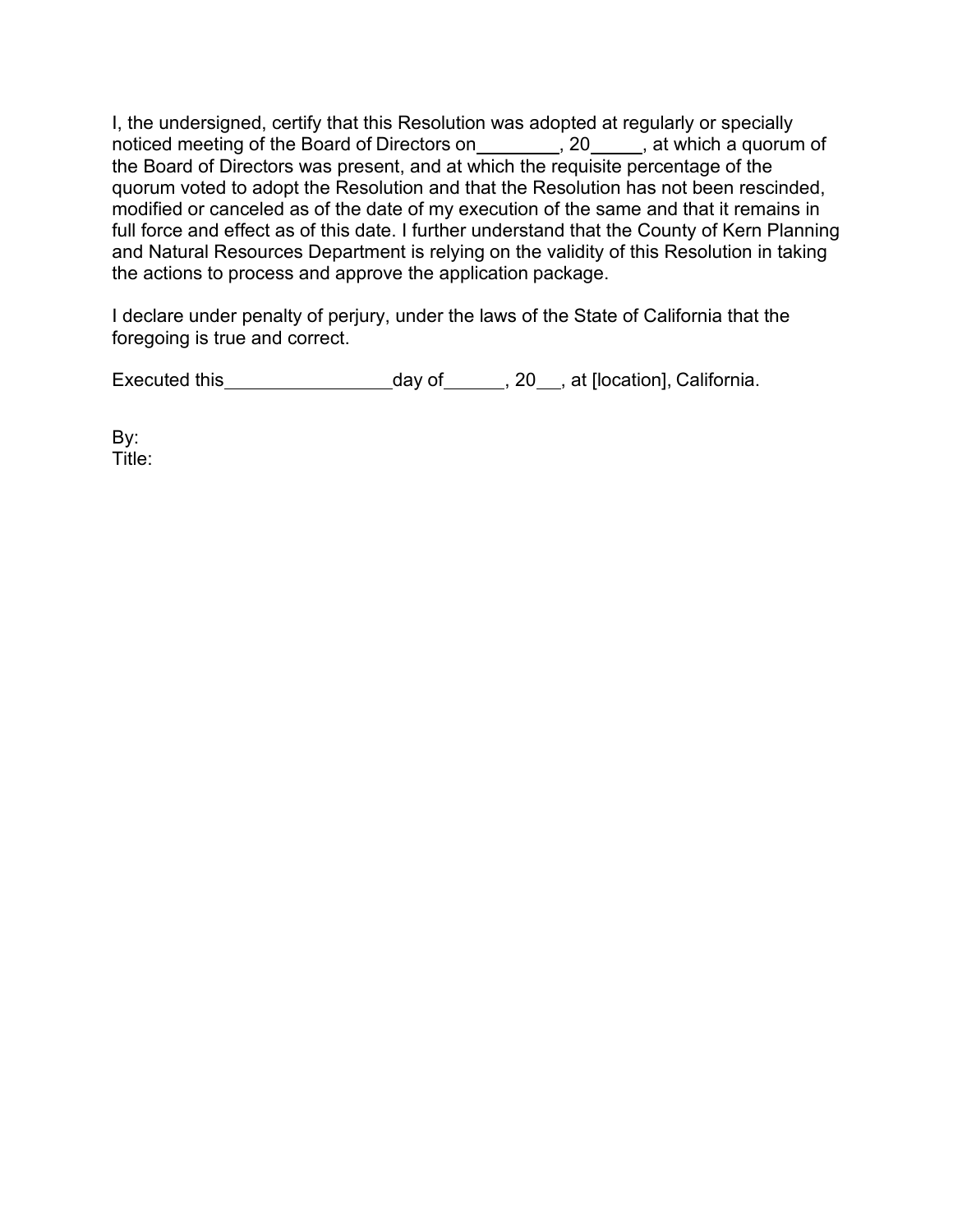I, the undersigned, certify that this Resolution was adopted at regularly or specially noticed meeting of the Board of Directors on________, 20_____, at which a quorum of the Board of Directors was present, and at which the requisite percentage of the quorum voted to adopt the Resolution and that the Resolution has not been rescinded, modified or canceled as of the date of my execution of the same and that it remains in full force and effect as of this date. I further understand that the County of Kern Planning and Natural Resources Department is relying on the validity of this Resolution in taking the actions to process and approve the application package.

I declare under penalty of perjury, under the laws of the State of California that the foregoing is true and correct.

Executed this________________day of______, 20__, at [location], California.

By:
Title: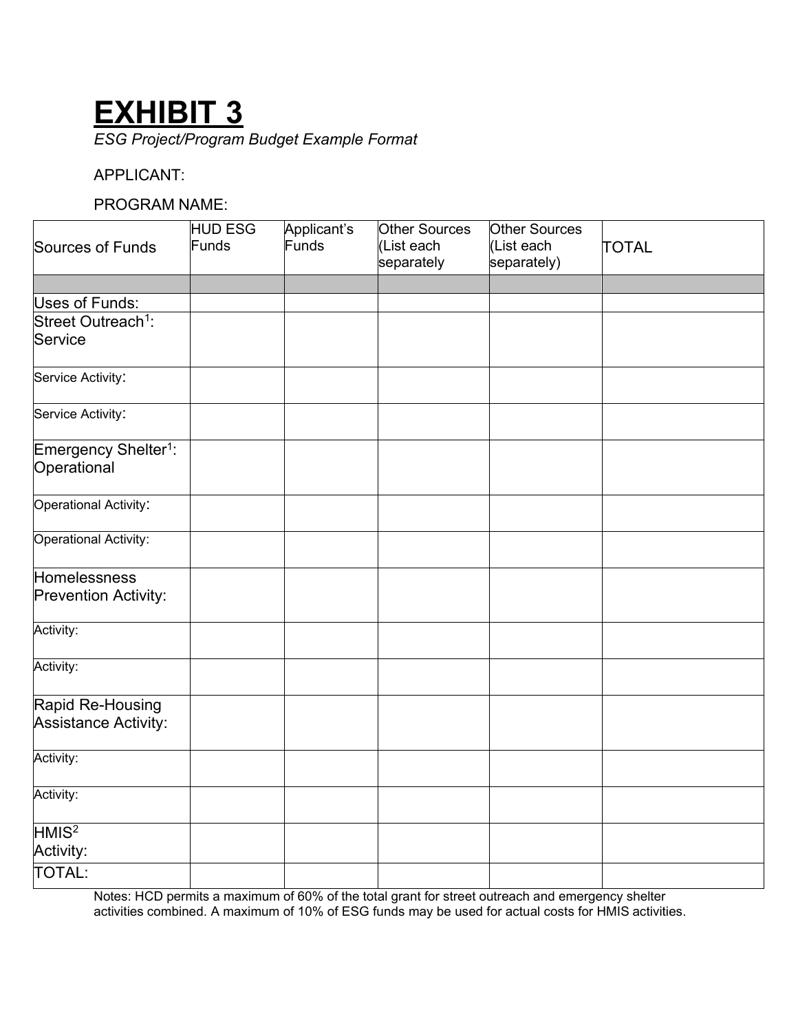# EXHIBIT 3

*ESG Project/Program Budget Example Format*

APPLICANT:

PROGRAM NAME:

| Sources of Funds | HUD ESG Funds | Applicant's Funds | Other Sources (List each separately | Other Sources (List each separately) | TOTAL |
|---|---|---|---|---|---|
| | | | | | |
| Uses of Funds: | | | | | |
| Street Outreach[1]: Service | | | | | |
| Service Activity: | | | | | |
| Service Activity: | | | | | |
| Emergency Shelter[1]: Operational | | | | | |
| Operational Activity: | | | | | |
| Operational Activity: | | | | | |
| Homelessness Prevention Activity: | | | | | |
| Activity: | | | | | |
| Activity: | | | | | |
| Rapid Re-Housing Assistance Activity: | | | | | |
| Activity: | | | | | |
| Activity: | | | | | |
| HMIS[2] Activity: | | | | | |
| TOTAL: | | | | | |

Notes: HCD permits a maximum of 60% of the total grant for street outreach and emergency shelter activities combined. A maximum of 10% of ESG funds may be used for actual costs for HMIS activities.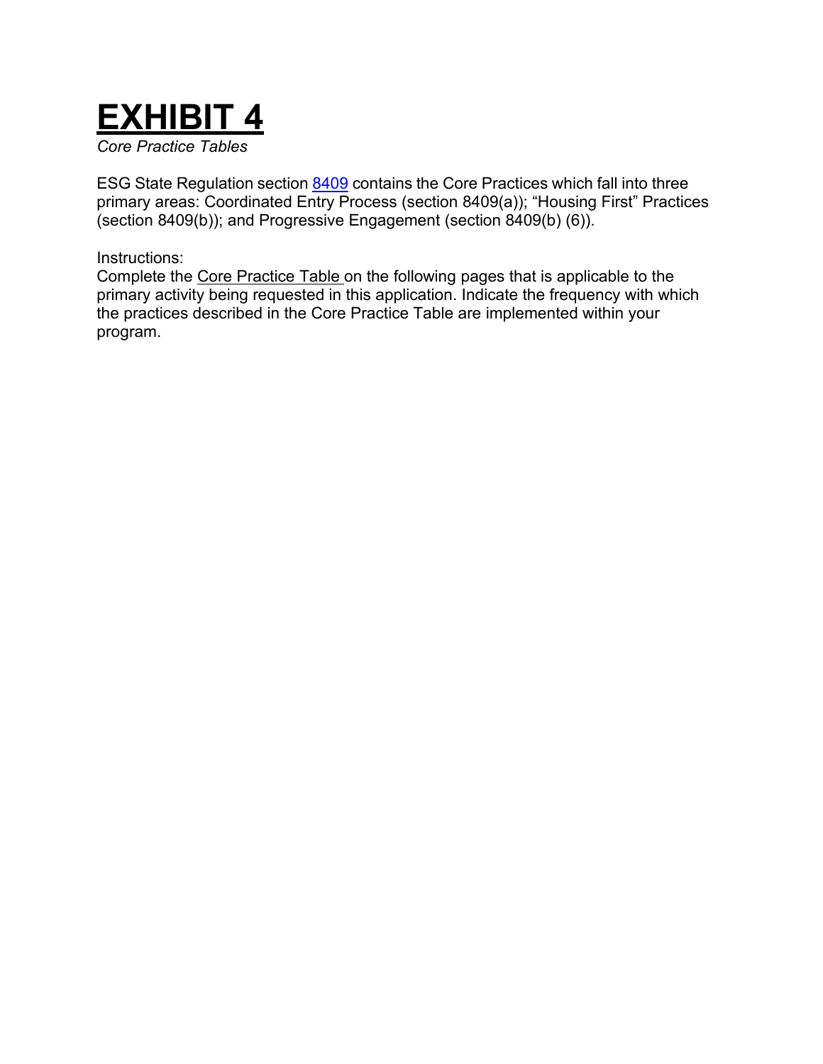# EXHIBIT 4

*Core Practice Tables*

ESG State Regulation section 8409 contains the Core Practices which fall into three primary areas: Coordinated Entry Process (section 8409(a)); "Housing First" Practices (section 8409(b)); and Progressive Engagement (section 8409(b) (6)).

Instructions:
Complete the Core Practice Table on the following pages that is applicable to the primary activity being requested in this application. Indicate the frequency with which the practices described in the Core Practice Table are implemented within your program.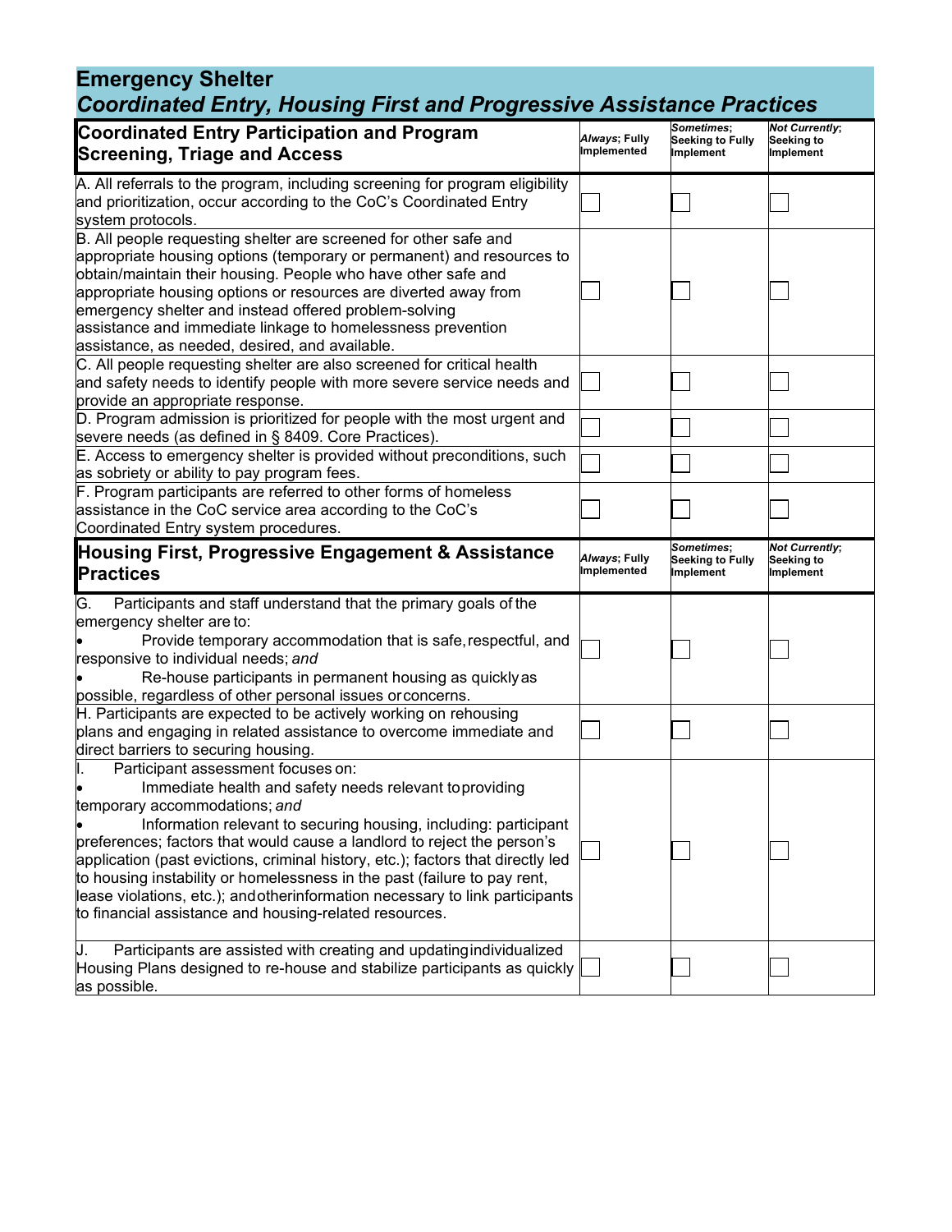## Emergency Shelter

### *Coordinated Entry, Housing First and Progressive Assistance Practices*

| **Coordinated Entry Participation and Program Screening, Triage and Access** | ***Always*; Fully Implemented** | ***Sometimes*; Seeking to Fully Implement** | ***Not Currently*; Seeking to Implement** |
|---|---|---|---|
| A. All referrals to the program, including screening for program eligibility and prioritization, occur according to the CoC's Coordinated Entry system protocols. | ☐ | ☐ | ☐ |
| B. All people requesting shelter are screened for other safe and appropriate housing options (temporary or permanent) and resources to obtain/maintain their housing. People who have other safe and appropriate housing options or resources are diverted away from emergency shelter and instead offered problem-solving assistance and immediate linkage to homelessness prevention assistance, as needed, desired, and available. | ☐ | ☐ | ☐ |
| C. All people requesting shelter are also screened for critical health and safety needs to identify people with more severe service needs and provide an appropriate response. | ☐ | ☐ | ☐ |
| D. Program admission is prioritized for people with the most urgent and severe needs (as defined in § 8409. Core Practices). | ☐ | ☐ | ☐ |
| E. Access to emergency shelter is provided without preconditions, such as sobriety or ability to pay program fees. | ☐ | ☐ | ☐ |
| F. Program participants are referred to other forms of homeless assistance in the CoC service area according to the CoC's Coordinated Entry system procedures. | ☐ | ☐ | ☐ |
| **Housing First, Progressive Engagement & Assistance Practices** | ***Always*; Fully Implemented** | ***Sometimes*; Seeking to Fully Implement** | ***Not Currently*; Seeking to Implement** |
| G. Participants and staff understand that the primary goals of the emergency shelter are to: <br>• Provide temporary accommodation that is safe, respectful, and responsive to individual needs; *and* <br>• Re-house participants in permanent housing as quickly as possible, regardless of other personal issues or concerns. | ☐ | ☐ | ☐ |
| H. Participants are expected to be actively working on rehousing plans and engaging in related assistance to overcome immediate and direct barriers to securing housing. | ☐ | ☐ | ☐ |
| I. Participant assessment focuses on: <br>• Immediate health and safety needs relevant to providing temporary accommodations; *and* <br>• Information relevant to securing housing, including: participant preferences; factors that would cause a landlord to reject the person's application (past evictions, criminal history, etc.); factors that directly led to housing instability or homelessness in the past (failure to pay rent, lease violations, etc.); and other information necessary to link participants to financial assistance and housing-related resources. | ☐ | ☐ | ☐ |
| J. Participants are assisted with creating and updating individualized Housing Plans designed to re-house and stabilize participants as quickly as possible. | ☐ | ☐ | ☐ |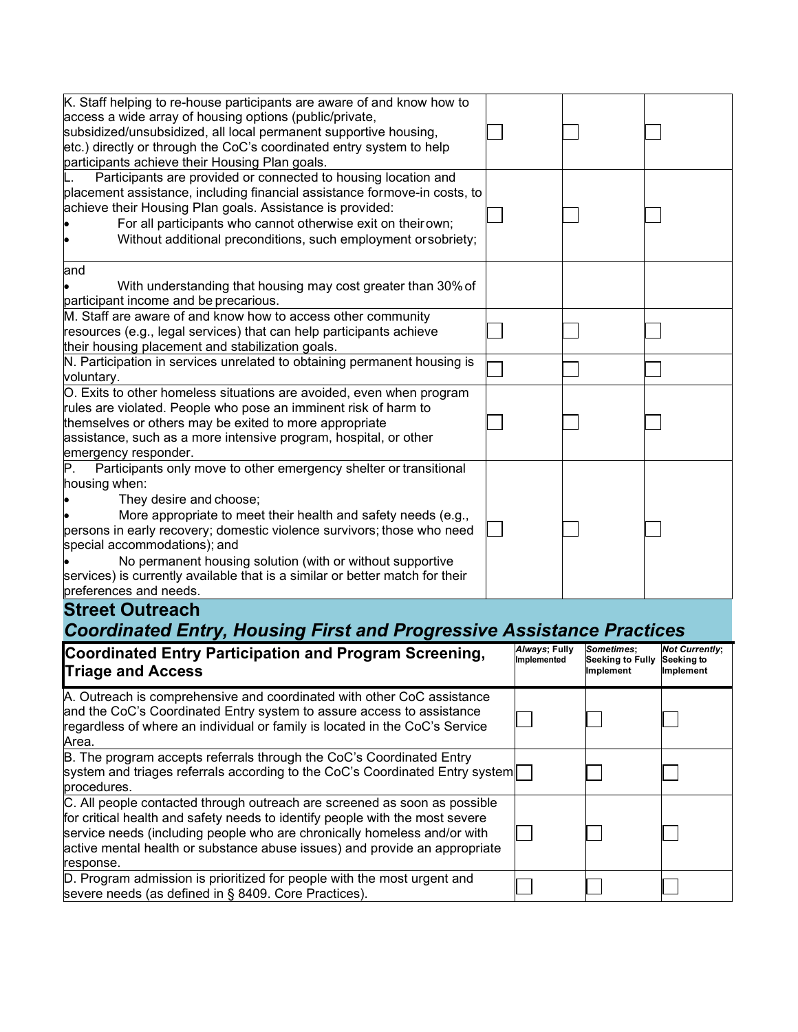| | | | |
|---|---|---|---|
| K. Staff helping to re-house participants are aware of and know how to access a wide array of housing options (public/private, subsidized/unsubsidized, all local permanent supportive housing, etc.) directly or through the CoC's coordinated entry system to help participants achieve their Housing Plan goals. | ☐ | ☐ | ☐ |
| L. Participants are provided or connected to housing location and placement assistance, including financial assistance for move-in costs, to achieve their Housing Plan goals. Assistance is provided:<br>• For all participants who cannot otherwise exit on their own;<br>• Without additional preconditions, such employment or sobriety; | ☐ | ☐ | ☐ |
| and<br>• With understanding that housing may cost greater than 30% of participant income and be precarious. | | | |
| M. Staff are aware of and know how to access other community resources (e.g., legal services) that can help participants achieve their housing placement and stabilization goals. | ☐ | ☐ | ☐ |
| N. Participation in services unrelated to obtaining permanent housing is voluntary. | ☐ | ☐ | ☐ |
| O. Exits to other homeless situations are avoided, even when program rules are violated. People who pose an imminent risk of harm to themselves or others may be exited to more appropriate assistance, such as a more intensive program, hospital, or other emergency responder. | ☐ | ☐ | ☐ |
| P. Participants only move to other emergency shelter or transitional housing when:<br>• They desire and choose;<br>• More appropriate to meet their health and safety needs (e.g., persons in early recovery; domestic violence survivors; those who need special accommodations); and<br>• No permanent housing solution (with or without supportive services) is currently available that is a similar or better match for their preferences and needs. | ☐ | ☐ | ☐ |

## Street Outreach

### *Coordinated Entry, Housing First and Progressive Assistance Practices*

| **Coordinated Entry Participation and Program Screening, Triage and Access** | ***Always*; Fully Implemented** | ***Sometimes*; Seeking to Fully Implement** | ***Not Currently*; Seeking to Implement** |
|---|---|---|---|
| A. Outreach is comprehensive and coordinated with other CoC assistance and the CoC's Coordinated Entry system to assure access to assistance regardless of where an individual or family is located in the CoC's Service Area. | ☐ | ☐ | ☐ |
| B. The program accepts referrals through the CoC's Coordinated Entry system and triages referrals according to the CoC's Coordinated Entry system procedures. | ☐ | ☐ | ☐ |
| C. All people contacted through outreach are screened as soon as possible for critical health and safety needs to identify people with the most severe service needs (including people who are chronically homeless and/or with active mental health or substance abuse issues) and provide an appropriate response. | ☐ | ☐ | ☐ |
| D. Program admission is prioritized for people with the most urgent and severe needs (as defined in § 8409. Core Practices). | ☐ | ☐ | ☐ |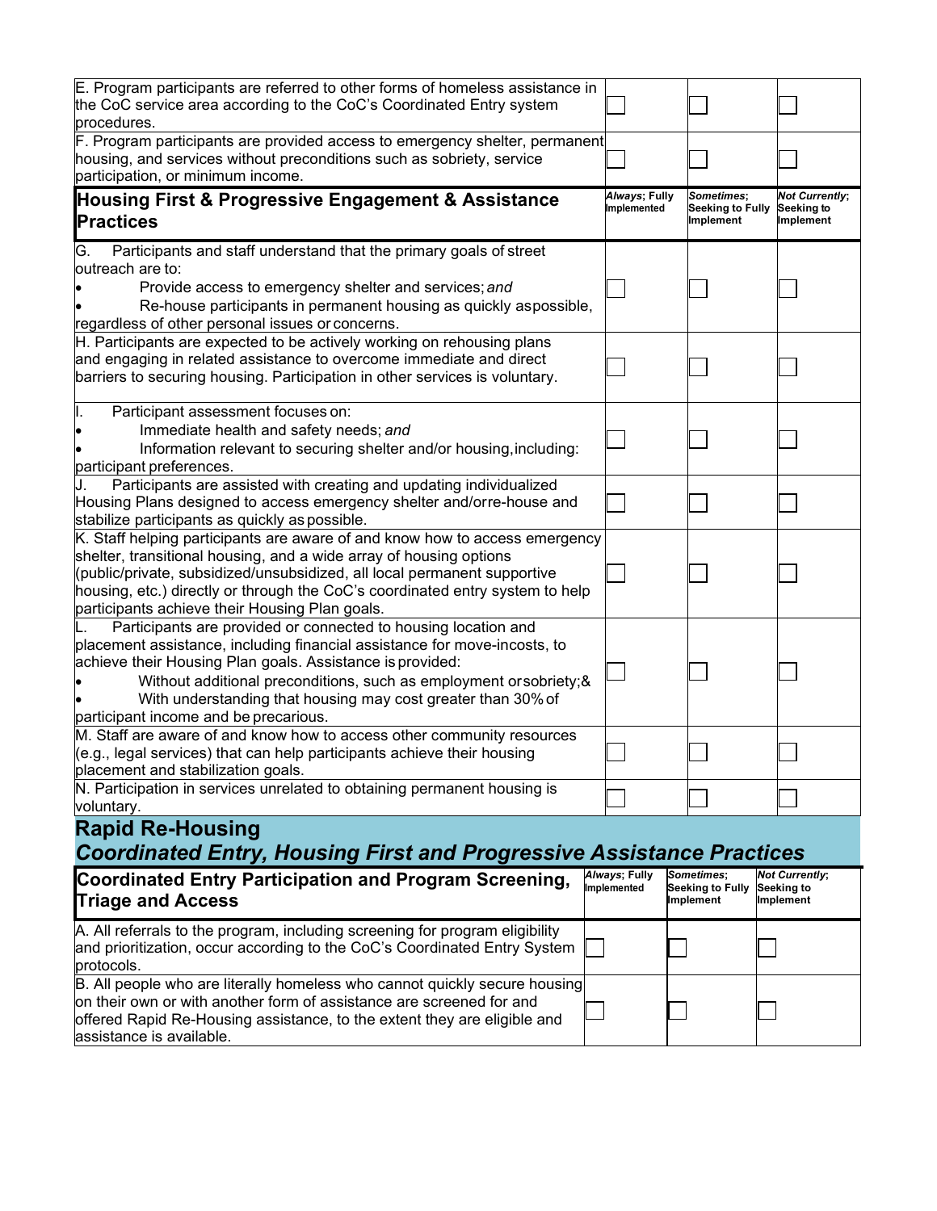| | | | |
|---|---|---|---|
| E. Program participants are referred to other forms of homeless assistance in the CoC service area according to the CoC's Coordinated Entry system procedures. | ☐ | ☐ | ☐ |
| F. Program participants are provided access to emergency shelter, permanent housing, and services without preconditions such as sobriety, service participation, or minimum income. | ☐ | ☐ | ☐ |

| **Housing First & Progressive Engagement & Assistance Practices** | ***Always*; Fully Implemented** | ***Sometimes*; Seeking to Fully Implement** | ***Not Currently*; Seeking to Implement** |
|---|---|---|---|
| G. Participants and staff understand that the primary goals of street outreach are to:<br>• Provide access to emergency shelter and services; *and*<br>• Re-house participants in permanent housing as quickly as possible, regardless of other personal issues or concerns. | ☐ | ☐ | ☐ |
| H. Participants are expected to be actively working on rehousing plans and engaging in related assistance to overcome immediate and direct barriers to securing housing. Participation in other services is voluntary. | ☐ | ☐ | ☐ |
| I. Participant assessment focuses on:<br>• Immediate health and safety needs; *and*<br>• Information relevant to securing shelter and/or housing, including: participant preferences. | ☐ | ☐ | ☐ |
| J. Participants are assisted with creating and updating individualized Housing Plans designed to access emergency shelter and/or re-house and stabilize participants as quickly as possible. | ☐ | ☐ | ☐ |
| K. Staff helping participants are aware of and know how to access emergency shelter, transitional housing, and a wide array of housing options (public/private, subsidized/unsubsidized, all local permanent supportive housing, etc.) directly or through the CoC's coordinated entry system to help participants achieve their Housing Plan goals. | ☐ | ☐ | ☐ |
| L. Participants are provided or connected to housing location and placement assistance, including financial assistance for move-in costs, to achieve their Housing Plan goals. Assistance is provided:<br>• Without additional preconditions, such as employment or sobriety; &<br>• With understanding that housing may cost greater than 30% of participant income and be precarious. | ☐ | ☐ | ☐ |
| M. Staff are aware of and know how to access other community resources (e.g., legal services) that can help participants achieve their housing placement and stabilization goals. | ☐ | ☐ | ☐ |
| N. Participation in services unrelated to obtaining permanent housing is voluntary. | ☐ | ☐ | ☐ |

## Rapid Re-Housing

### *Coordinated Entry, Housing First and Progressive Assistance Practices*

| **Coordinated Entry Participation and Program Screening, Triage and Access** | ***Always*; Fully Implemented** | ***Sometimes*; Seeking to Fully Implement** | ***Not Currently*; Seeking to Implement** |
|---|---|---|---|
| A. All referrals to the program, including screening for program eligibility and prioritization, occur according to the CoC's Coordinated Entry System protocols. | ☐ | ☐ | ☐ |
| B. All people who are literally homeless who cannot quickly secure housing on their own or with another form of assistance are screened for and offered Rapid Re-Housing assistance, to the extent they are eligible and assistance is available. | ☐ | ☐ | ☐ |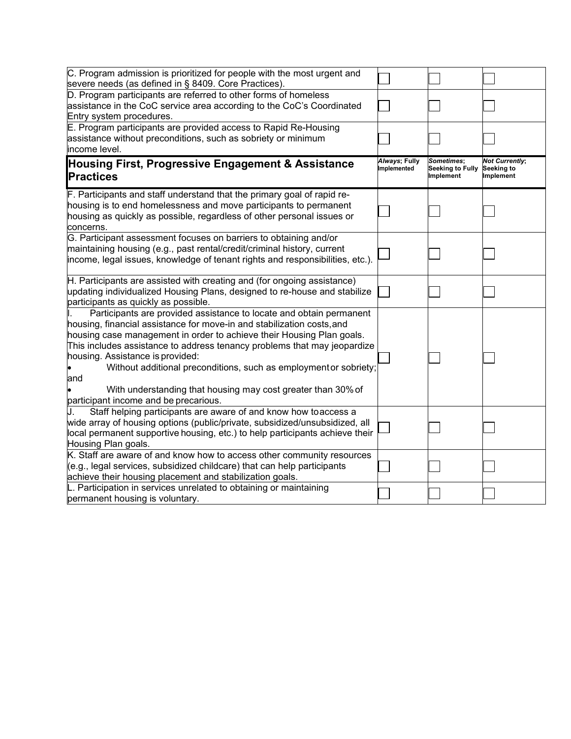| | | | |
|---|---|---|---|
| C. Program admission is prioritized for people with the most urgent and severe needs (as defined in § 8409. Core Practices). | ☐ | ☐ | ☐ |
| D. Program participants are referred to other forms of homeless assistance in the CoC service area according to the CoC's Coordinated Entry system procedures. | ☐ | ☐ | ☐ |
| E. Program participants are provided access to Rapid Re-Housing assistance without preconditions, such as sobriety or minimum income level. | ☐ | ☐ | ☐ |

| **Housing First, Progressive Engagement & Assistance Practices** | ***Always*; Fully Implemented** | ***Sometimes*; Seeking to Fully Implement** | ***Not Currently*; Seeking to Implement** |
|---|---|---|---|
| F. Participants and staff understand that the primary goal of rapid re-housing is to end homelessness and move participants to permanent housing as quickly as possible, regardless of other personal issues or concerns. | ☐ | ☐ | ☐ |
| G. Participant assessment focuses on barriers to obtaining and/or maintaining housing (e.g., past rental/credit/criminal history, current income, legal issues, knowledge of tenant rights and responsibilities, etc.). | ☐ | ☐ | ☐ |
| H. Participants are assisted with creating and (for ongoing assistance) updating individualized Housing Plans, designed to re-house and stabilize participants as quickly as possible. | ☐ | ☐ | ☐ |
| I. Participants are provided assistance to locate and obtain permanent housing, financial assistance for move-in and stabilization costs, and housing case management in order to achieve their Housing Plan goals. This includes assistance to address tenancy problems that may jeopardize housing. Assistance is provided: <br>• Without additional preconditions, such as employment or sobriety; and <br>• With understanding that housing may cost greater than 30% of participant income and be precarious. | ☐ | ☐ | ☐ |
| J. Staff helping participants are aware of and know how to access a wide array of housing options (public/private, subsidized/unsubsidized, all local permanent supportive housing, etc.) to help participants achieve their Housing Plan goals. | ☐ | ☐ | ☐ |
| K. Staff are aware of and know how to access other community resources (e.g., legal services, subsidized childcare) that can help participants achieve their housing placement and stabilization goals. | ☐ | ☐ | ☐ |
| L. Participation in services unrelated to obtaining or maintaining permanent housing is voluntary. | ☐ | ☐ | ☐ |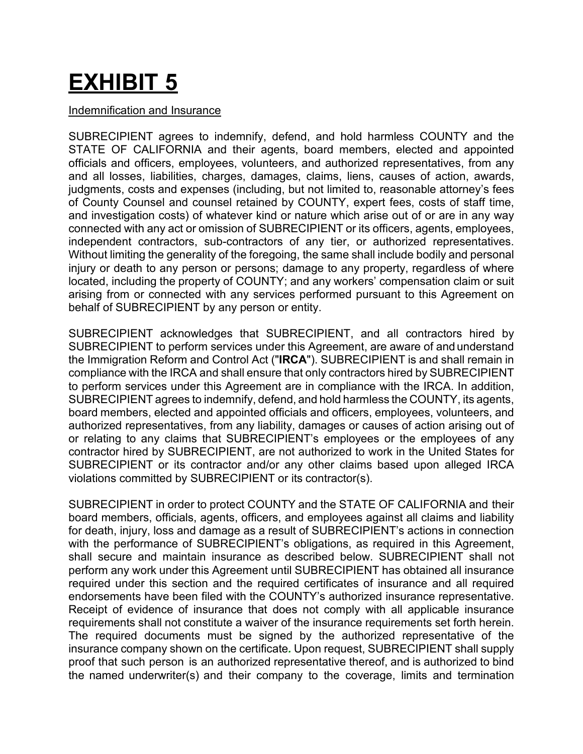# EXHIBIT 5

Indemnification and Insurance

SUBRECIPIENT agrees to indemnify, defend, and hold harmless COUNTY and the STATE OF CALIFORNIA and their agents, board members, elected and appointed officials and officers, employees, volunteers, and authorized representatives, from any and all losses, liabilities, charges, damages, claims, liens, causes of action, awards, judgments, costs and expenses (including, but not limited to, reasonable attorney's fees of County Counsel and counsel retained by COUNTY, expert fees, costs of staff time, and investigation costs) of whatever kind or nature which arise out of or are in any way connected with any act or omission of SUBRECIPIENT or its officers, agents, employees, independent contractors, sub-contractors of any tier, or authorized representatives. Without limiting the generality of the foregoing, the same shall include bodily and personal injury or death to any person or persons; damage to any property, regardless of where located, including the property of COUNTY; and any workers' compensation claim or suit arising from or connected with any services performed pursuant to this Agreement on behalf of SUBRECIPIENT by any person or entity.

SUBRECIPIENT acknowledges that SUBRECIPIENT, and all contractors hired by SUBRECIPIENT to perform services under this Agreement, are aware of and understand the Immigration Reform and Control Act ("**IRCA**"). SUBRECIPIENT is and shall remain in compliance with the IRCA and shall ensure that only contractors hired by SUBRECIPIENT to perform services under this Agreement are in compliance with the IRCA. In addition, SUBRECIPIENT agrees to indemnify, defend, and hold harmless the COUNTY, its agents, board members, elected and appointed officials and officers, employees, volunteers, and authorized representatives, from any liability, damages or causes of action arising out of or relating to any claims that SUBRECIPIENT's employees or the employees of any contractor hired by SUBRECIPIENT, are not authorized to work in the United States for SUBRECIPIENT or its contractor and/or any other claims based upon alleged IRCA violations committed by SUBRECIPIENT or its contractor(s).

SUBRECIPIENT in order to protect COUNTY and the STATE OF CALIFORNIA and their board members, officials, agents, officers, and employees against all claims and liability for death, injury, loss and damage as a result of SUBRECIPIENT's actions in connection with the performance of SUBRECIPIENT's obligations, as required in this Agreement, shall secure and maintain insurance as described below. SUBRECIPIENT shall not perform any work under this Agreement until SUBRECIPIENT has obtained all insurance required under this section and the required certificates of insurance and all required endorsements have been filed with the COUNTY's authorized insurance representative. Receipt of evidence of insurance that does not comply with all applicable insurance requirements shall not constitute a waiver of the insurance requirements set forth herein. The required documents must be signed by the authorized representative of the insurance company shown on the certificate. Upon request, SUBRECIPIENT shall supply proof that such person is an authorized representative thereof, and is authorized to bind the named underwriter(s) and their company to the coverage, limits and termination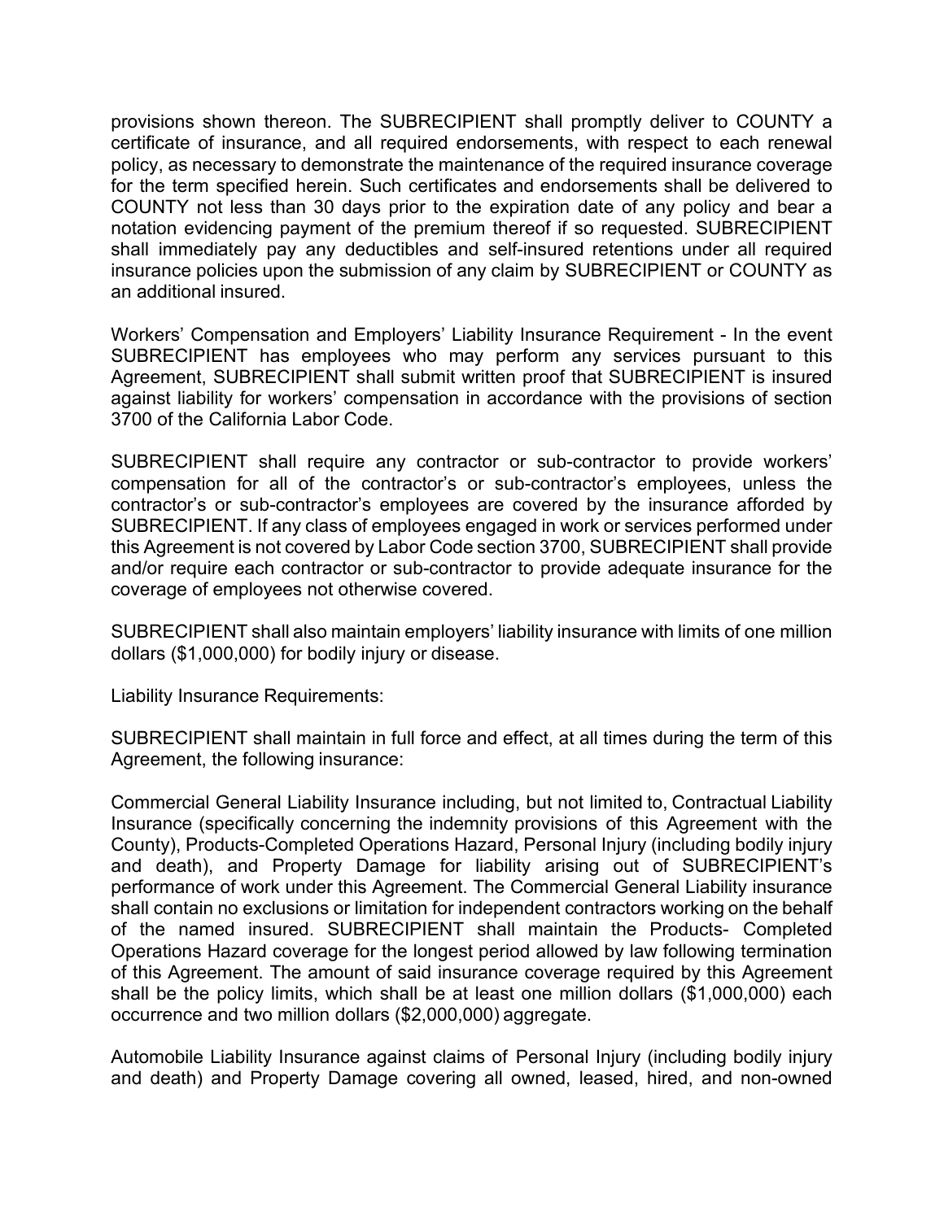provisions shown thereon. The SUBRECIPIENT shall promptly deliver to COUNTY a certificate of insurance, and all required endorsements, with respect to each renewal policy, as necessary to demonstrate the maintenance of the required insurance coverage for the term specified herein. Such certificates and endorsements shall be delivered to COUNTY not less than 30 days prior to the expiration date of any policy and bear a notation evidencing payment of the premium thereof if so requested. SUBRECIPIENT shall immediately pay any deductibles and self-insured retentions under all required insurance policies upon the submission of any claim by SUBRECIPIENT or COUNTY as an additional insured.

Workers' Compensation and Employers' Liability Insurance Requirement - In the event SUBRECIPIENT has employees who may perform any services pursuant to this Agreement, SUBRECIPIENT shall submit written proof that SUBRECIPIENT is insured against liability for workers' compensation in accordance with the provisions of section 3700 of the California Labor Code.

SUBRECIPIENT shall require any contractor or sub-contractor to provide workers' compensation for all of the contractor's or sub-contractor's employees, unless the contractor's or sub-contractor's employees are covered by the insurance afforded by SUBRECIPIENT. If any class of employees engaged in work or services performed under this Agreement is not covered by Labor Code section 3700, SUBRECIPIENT shall provide and/or require each contractor or sub-contractor to provide adequate insurance for the coverage of employees not otherwise covered.

SUBRECIPIENT shall also maintain employers' liability insurance with limits of one million dollars ($1,000,000) for bodily injury or disease.

Liability Insurance Requirements:

SUBRECIPIENT shall maintain in full force and effect, at all times during the term of this Agreement, the following insurance:

Commercial General Liability Insurance including, but not limited to, Contractual Liability Insurance (specifically concerning the indemnity provisions of this Agreement with the County), Products-Completed Operations Hazard, Personal Injury (including bodily injury and death), and Property Damage for liability arising out of SUBRECIPIENT's performance of work under this Agreement. The Commercial General Liability insurance shall contain no exclusions or limitation for independent contractors working on the behalf of the named insured. SUBRECIPIENT shall maintain the Products- Completed Operations Hazard coverage for the longest period allowed by law following termination of this Agreement. The amount of said insurance coverage required by this Agreement shall be the policy limits, which shall be at least one million dollars ($1,000,000) each occurrence and two million dollars ($2,000,000) aggregate.

Automobile Liability Insurance against claims of Personal Injury (including bodily injury and death) and Property Damage covering all owned, leased, hired, and non-owned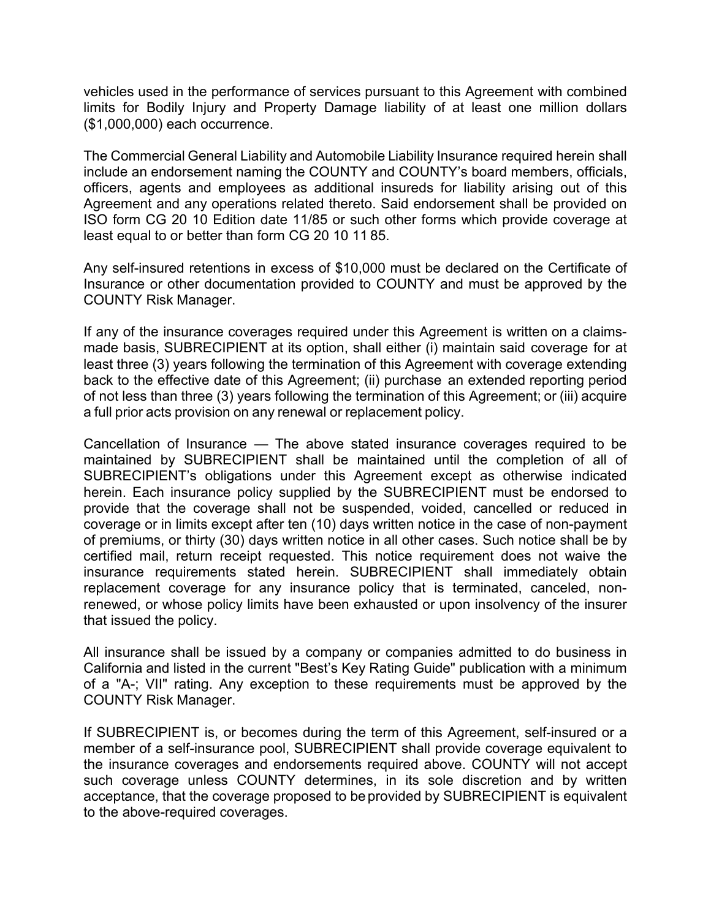vehicles used in the performance of services pursuant to this Agreement with combined limits for Bodily Injury and Property Damage liability of at least one million dollars ($1,000,000) each occurrence.

The Commercial General Liability and Automobile Liability Insurance required herein shall include an endorsement naming the COUNTY and COUNTY's board members, officials, officers, agents and employees as additional insureds for liability arising out of this Agreement and any operations related thereto. Said endorsement shall be provided on ISO form CG 20 10 Edition date 11/85 or such other forms which provide coverage at least equal to or better than form CG 20 10 11 85.

Any self-insured retentions in excess of $10,000 must be declared on the Certificate of Insurance or other documentation provided to COUNTY and must be approved by the COUNTY Risk Manager.

If any of the insurance coverages required under this Agreement is written on a claims-made basis, SUBRECIPIENT at its option, shall either (i) maintain said coverage for at least three (3) years following the termination of this Agreement with coverage extending back to the effective date of this Agreement; (ii) purchase an extended reporting period of not less than three (3) years following the termination of this Agreement; or (iii) acquire a full prior acts provision on any renewal or replacement policy.

Cancellation of Insurance — The above stated insurance coverages required to be maintained by SUBRECIPIENT shall be maintained until the completion of all of SUBRECIPIENT's obligations under this Agreement except as otherwise indicated herein. Each insurance policy supplied by the SUBRECIPIENT must be endorsed to provide that the coverage shall not be suspended, voided, cancelled or reduced in coverage or in limits except after ten (10) days written notice in the case of non-payment of premiums, or thirty (30) days written notice in all other cases. Such notice shall be by certified mail, return receipt requested. This notice requirement does not waive the insurance requirements stated herein. SUBRECIPIENT shall immediately obtain replacement coverage for any insurance policy that is terminated, canceled, non-renewed, or whose policy limits have been exhausted or upon insolvency of the insurer that issued the policy.

All insurance shall be issued by a company or companies admitted to do business in California and listed in the current "Best's Key Rating Guide" publication with a minimum of a "A-; VII" rating. Any exception to these requirements must be approved by the COUNTY Risk Manager.

If SUBRECIPIENT is, or becomes during the term of this Agreement, self-insured or a member of a self-insurance pool, SUBRECIPIENT shall provide coverage equivalent to the insurance coverages and endorsements required above. COUNTY will not accept such coverage unless COUNTY determines, in its sole discretion and by written acceptance, that the coverage proposed to be provided by SUBRECIPIENT is equivalent to the above-required coverages.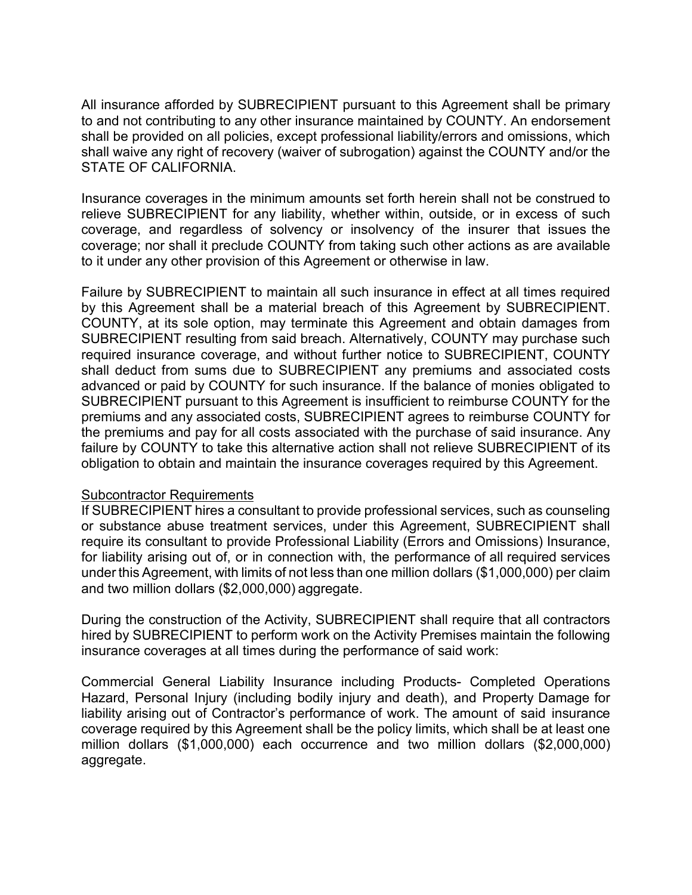All insurance afforded by SUBRECIPIENT pursuant to this Agreement shall be primary to and not contributing to any other insurance maintained by COUNTY. An endorsement shall be provided on all policies, except professional liability/errors and omissions, which shall waive any right of recovery (waiver of subrogation) against the COUNTY and/or the STATE OF CALIFORNIA.

Insurance coverages in the minimum amounts set forth herein shall not be construed to relieve SUBRECIPIENT for any liability, whether within, outside, or in excess of such coverage, and regardless of solvency or insolvency of the insurer that issues the coverage; nor shall it preclude COUNTY from taking such other actions as are available to it under any other provision of this Agreement or otherwise in law.

Failure by SUBRECIPIENT to maintain all such insurance in effect at all times required by this Agreement shall be a material breach of this Agreement by SUBRECIPIENT. COUNTY, at its sole option, may terminate this Agreement and obtain damages from SUBRECIPIENT resulting from said breach. Alternatively, COUNTY may purchase such required insurance coverage, and without further notice to SUBRECIPIENT, COUNTY shall deduct from sums due to SUBRECIPIENT any premiums and associated costs advanced or paid by COUNTY for such insurance. If the balance of monies obligated to SUBRECIPIENT pursuant to this Agreement is insufficient to reimburse COUNTY for the premiums and any associated costs, SUBRECIPIENT agrees to reimburse COUNTY for the premiums and pay for all costs associated with the purchase of said insurance. Any failure by COUNTY to take this alternative action shall not relieve SUBRECIPIENT of its obligation to obtain and maintain the insurance coverages required by this Agreement.

<u>Subcontractor Requirements</u>

If SUBRECIPIENT hires a consultant to provide professional services, such as counseling or substance abuse treatment services, under this Agreement, SUBRECIPIENT shall require its consultant to provide Professional Liability (Errors and Omissions) Insurance, for liability arising out of, or in connection with, the performance of all required services under this Agreement, with limits of not less than one million dollars ($1,000,000) per claim and two million dollars ($2,000,000) aggregate.

During the construction of the Activity, SUBRECIPIENT shall require that all contractors hired by SUBRECIPIENT to perform work on the Activity Premises maintain the following insurance coverages at all times during the performance of said work:

Commercial General Liability Insurance including Products- Completed Operations Hazard, Personal Injury (including bodily injury and death), and Property Damage for liability arising out of Contractor's performance of work. The amount of said insurance coverage required by this Agreement shall be the policy limits, which shall be at least one million dollars ($1,000,000) each occurrence and two million dollars ($2,000,000) aggregate.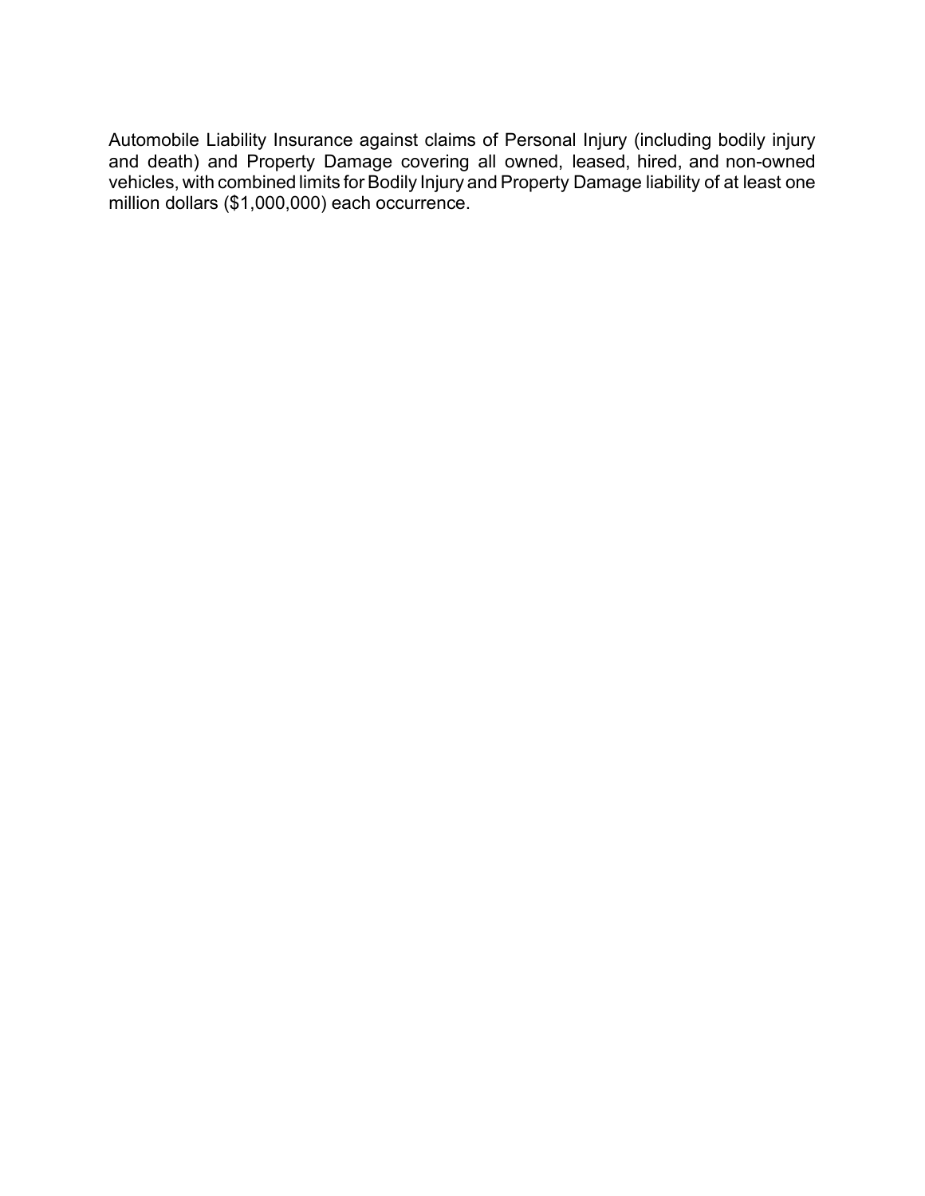Automobile Liability Insurance against claims of Personal Injury (including bodily injury and death) and Property Damage covering all owned, leased, hired, and non-owned vehicles, with combined limits for Bodily Injury and Property Damage liability of at least one million dollars ($1,000,000) each occurrence.